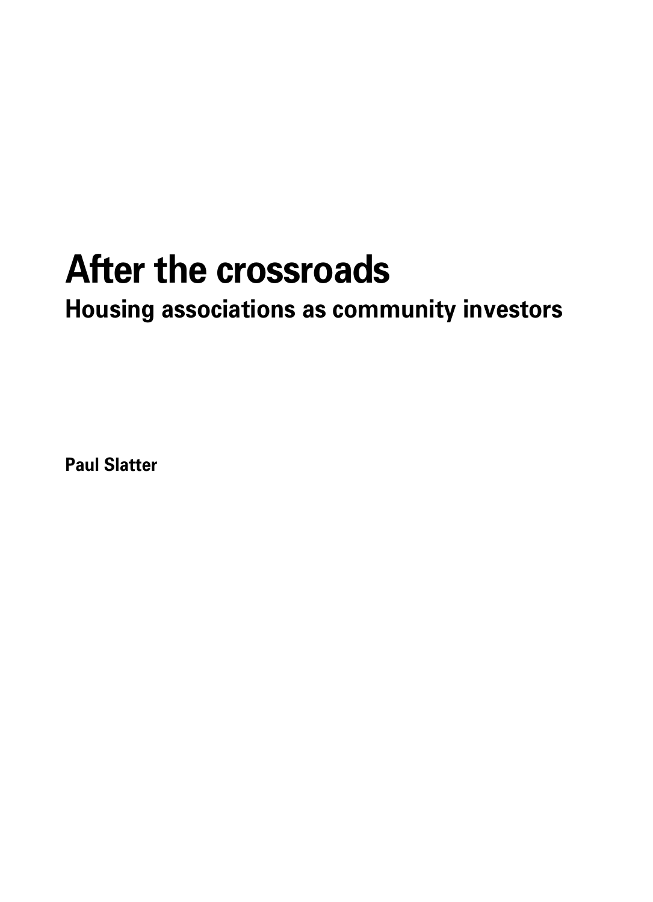# After the crossroads

## Housing associations as community investors

**Paul Slatter**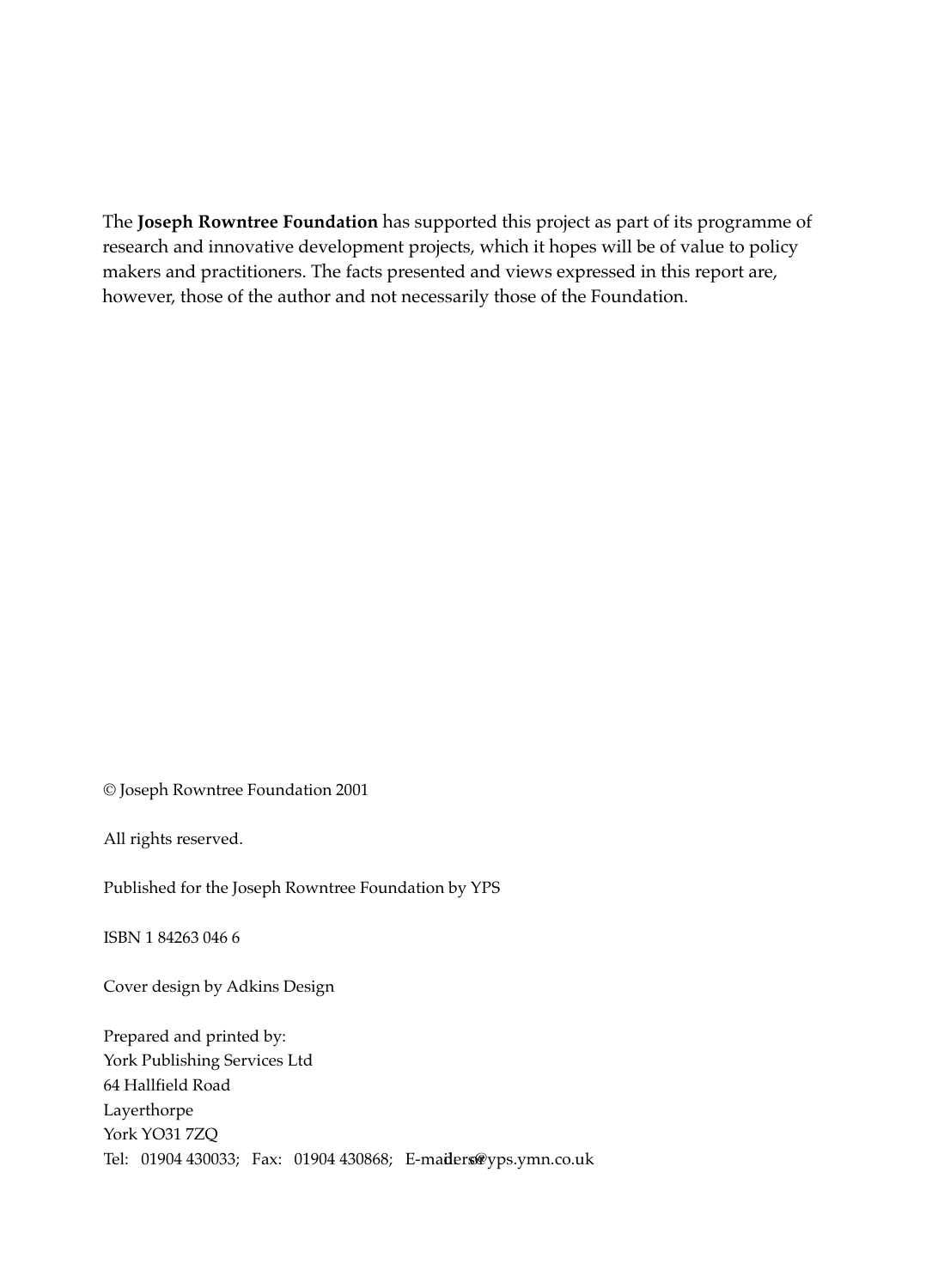The **Joseph Rowntree Foundation** has supported this project as part of its programme of research and innovative development projects, which it hopes will be of value to policy makers and practitioners. The facts presented and views expressed in this report are, however, those of the author and not necessarily those of the Foundation.

© Joseph Rowntree Foundation 2001

All rights reserved.

Published for the Joseph Rowntree Foundation by YPS

ISBN 1 84263 046 6

Cover design by Adkins Design

Prepared and printed by:
York Publishing Services Ltd
64 Hallfield Road
Layerthorpe
York YO31 7ZQ
Tel: 01904 430033; Fax: 01904 430868; E-mail: orders@yps.ymn.co.uk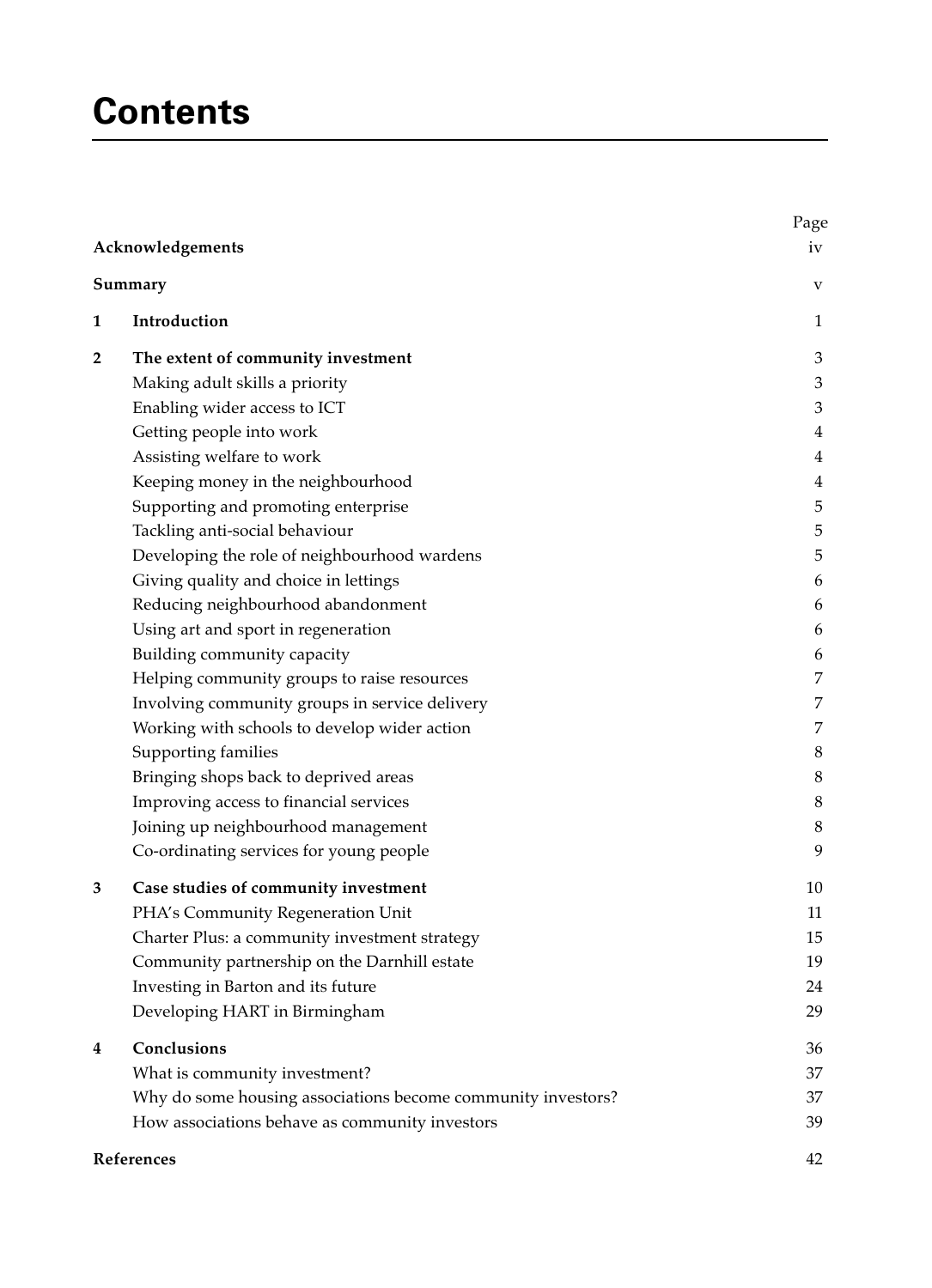# Contents

| | | Page |
|---|---|---|
| **Acknowledgements** | | iv |
| **Summary** | | v |
| **1** | **Introduction** | 1 |
| **2** | **The extent of community investment** | 3 |
| | Making adult skills a priority | 3 |
| | Enabling wider access to ICT | 3 |
| | Getting people into work | 4 |
| | Assisting welfare to work | 4 |
| | Keeping money in the neighbourhood | 4 |
| | Supporting and promoting enterprise | 5 |
| | Tackling anti-social behaviour | 5 |
| | Developing the role of neighbourhood wardens | 5 |
| | Giving quality and choice in lettings | 6 |
| | Reducing neighbourhood abandonment | 6 |
| | Using art and sport in regeneration | 6 |
| | Building community capacity | 6 |
| | Helping community groups to raise resources | 7 |
| | Involving community groups in service delivery | 7 |
| | Working with schools to develop wider action | 7 |
| | Supporting families | 8 |
| | Bringing shops back to deprived areas | 8 |
| | Improving access to financial services | 8 |
| | Joining up neighbourhood management | 8 |
| | Co-ordinating services for young people | 9 |
| **3** | **Case studies of community investment** | 10 |
| | PHA's Community Regeneration Unit | 11 |
| | Charter Plus: a community investment strategy | 15 |
| | Community partnership on the Darnhill estate | 19 |
| | Investing in Barton and its future | 24 |
| | Developing HART in Birmingham | 29 |
| **4** | **Conclusions** | 36 |
| | What is community investment? | 37 |
| | Why do some housing associations become community investors? | 37 |
| | How associations behave as community investors | 39 |
| **References** | | 42 |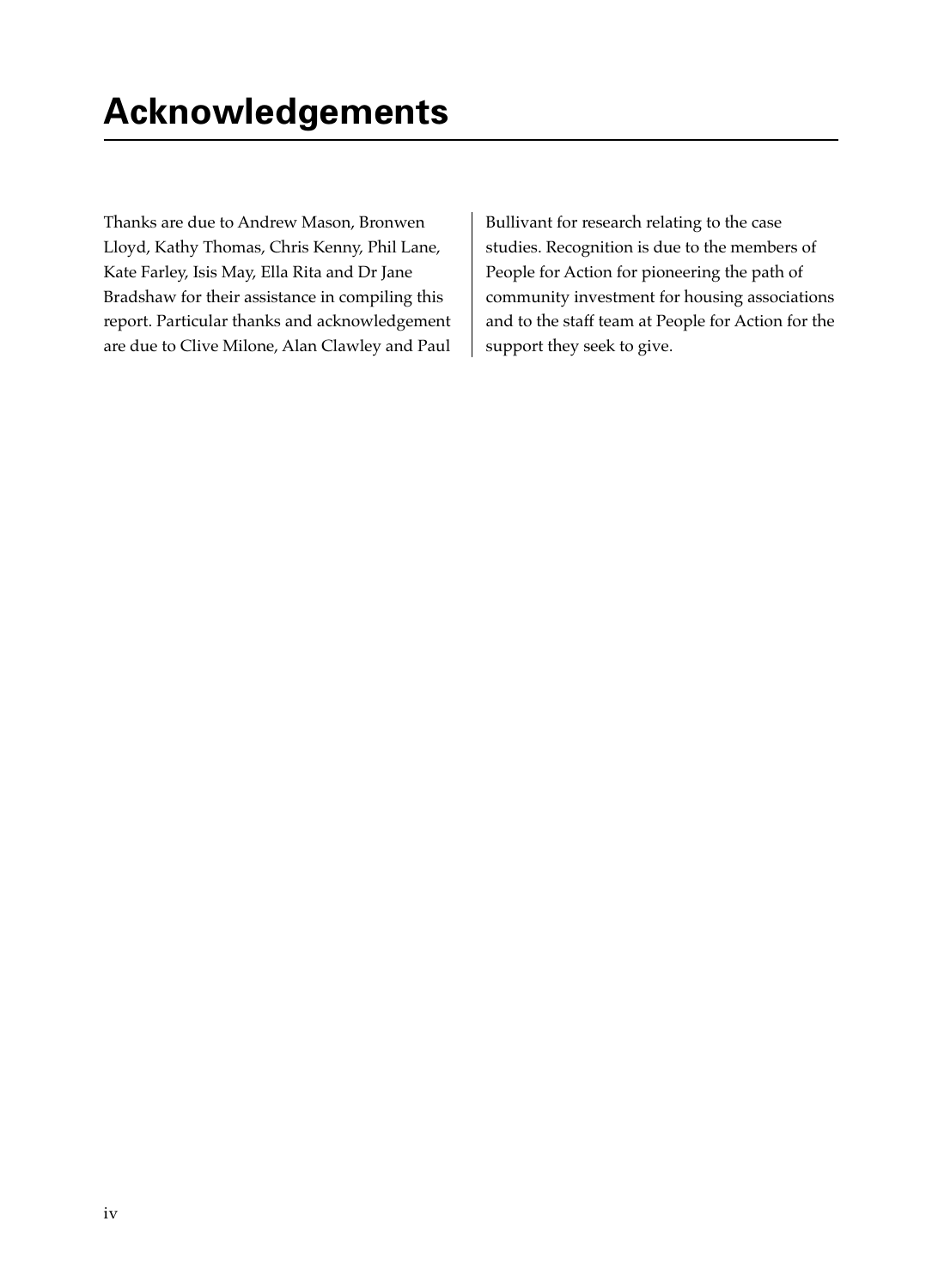# Acknowledgements

Thanks are due to Andrew Mason, Bronwen Lloyd, Kathy Thomas, Chris Kenny, Phil Lane, Kate Farley, Isis May, Ella Rita and Dr Jane Bradshaw for their assistance in compiling this report. Particular thanks and acknowledgement are due to Clive Milone, Alan Clawley and Paul Bullivant for research relating to the case studies. Recognition is due to the members of People for Action for pioneering the path of community investment for housing associations and to the staff team at People for Action for the support they seek to give.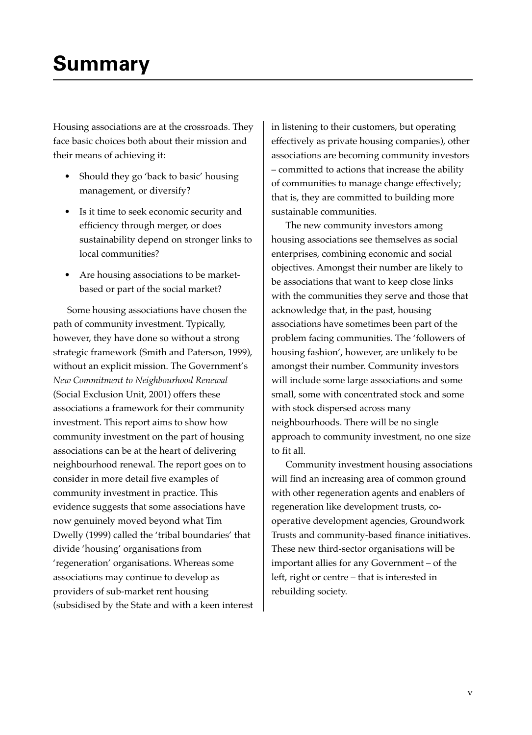# Summary

Housing associations are at the crossroads. They face basic choices both about their mission and their means of achieving it:

- Should they go 'back to basic' housing management, or diversify?
- Is it time to seek economic security and efficiency through merger, or does sustainability depend on stronger links to local communities?
- Are housing associations to be market-based or part of the social market?

Some housing associations have chosen the path of community investment. Typically, however, they have done so without a strong strategic framework (Smith and Paterson, 1999), without an explicit mission. The Government's *New Commitment to Neighbourhood Renewal* (Social Exclusion Unit, 2001) offers these associations a framework for their community investment. This report aims to show how community investment on the part of housing associations can be at the heart of delivering neighbourhood renewal. The report goes on to consider in more detail five examples of community investment in practice. This evidence suggests that some associations have now genuinely moved beyond what Tim Dwelly (1999) called the 'tribal boundaries' that divide 'housing' organisations from 'regeneration' organisations. Whereas some associations may continue to develop as providers of sub-market rent housing (subsidised by the State and with a keen interest in listening to their customers, but operating effectively as private housing companies), other associations are becoming community investors – committed to actions that increase the ability of communities to manage change effectively; that is, they are committed to building more sustainable communities.

The new community investors among housing associations see themselves as social enterprises, combining economic and social objectives. Amongst their number are likely to be associations that want to keep close links with the communities they serve and those that acknowledge that, in the past, housing associations have sometimes been part of the problem facing communities. The 'followers of housing fashion', however, are unlikely to be amongst their number. Community investors will include some large associations and some small, some with concentrated stock and some with stock dispersed across many neighbourhoods. There will be no single approach to community investment, no one size to fit all.

Community investment housing associations will find an increasing area of common ground with other regeneration agents and enablers of regeneration like development trusts, co-operative development agencies, Groundwork Trusts and community-based finance initiatives. These new third-sector organisations will be important allies for any Government – of the left, right or centre – that is interested in rebuilding society.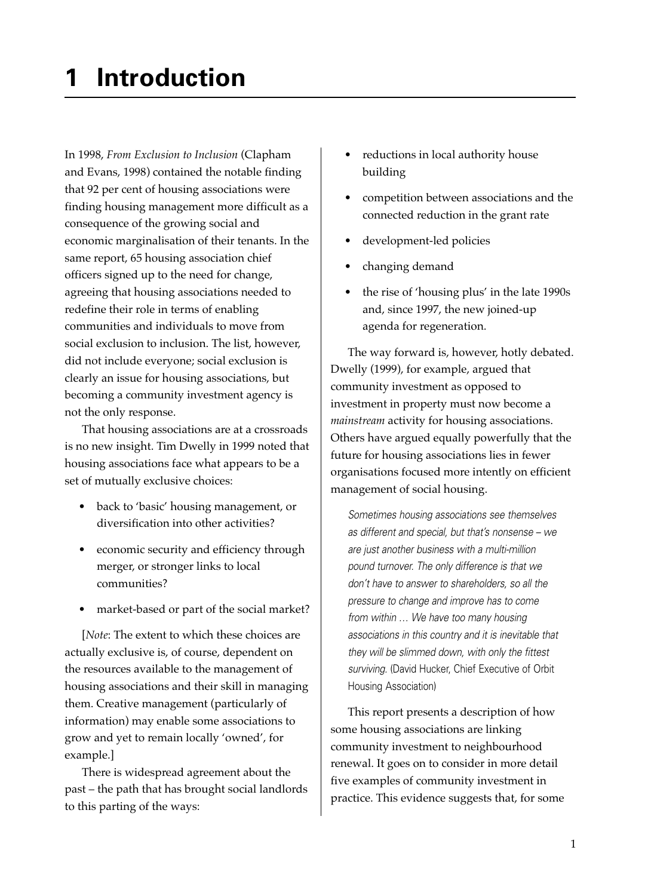# 1 Introduction

In 1998, *From Exclusion to Inclusion* (Clapham and Evans, 1998) contained the notable finding that 92 per cent of housing associations were finding housing management more difficult as a consequence of the growing social and economic marginalisation of their tenants. In the same report, 65 housing association chief officers signed up to the need for change, agreeing that housing associations needed to redefine their role in terms of enabling communities and individuals to move from social exclusion to inclusion. The list, however, did not include everyone; social exclusion is clearly an issue for housing associations, but becoming a community investment agency is not the only response.

That housing associations are at a crossroads is no new insight. Tim Dwelly in 1999 noted that housing associations face what appears to be a set of mutually exclusive choices:

- back to 'basic' housing management, or diversification into other activities?
- economic security and efficiency through merger, or stronger links to local communities?
- market-based or part of the social market?

[*Note*: The extent to which these choices are actually exclusive is, of course, dependent on the resources available to the management of housing associations and their skill in managing them. Creative management (particularly of information) may enable some associations to grow and yet to remain locally 'owned', for example.]

There is widespread agreement about the past – the path that has brought social landlords to this parting of the ways:

- reductions in local authority house building
- competition between associations and the connected reduction in the grant rate
- development-led policies
- changing demand
- the rise of 'housing plus' in the late 1990s and, since 1997, the new joined-up agenda for regeneration.

The way forward is, however, hotly debated. Dwelly (1999), for example, argued that community investment as opposed to investment in property must now become a *mainstream* activity for housing associations. Others have argued equally powerfully that the future for housing associations lies in fewer organisations focused more intently on efficient management of social housing.

> *Sometimes housing associations see themselves as different and special, but that's nonsense – we are just another business with a multi-million pound turnover. The only difference is that we don't have to answer to shareholders, so all the pressure to change and improve has to come from within … We have too many housing associations in this country and it is inevitable that they will be slimmed down, with only the fittest surviving.* (David Hucker, Chief Executive of Orbit Housing Association)

This report presents a description of how some housing associations are linking community investment to neighbourhood renewal. It goes on to consider in more detail five examples of community investment in practice. This evidence suggests that, for some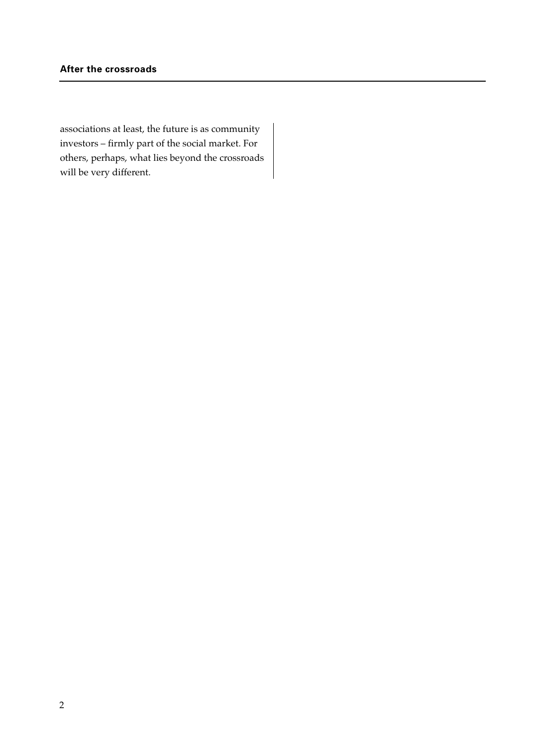associations at least, the future is as community investors – firmly part of the social market. For others, perhaps, what lies beyond the crossroads will be very different.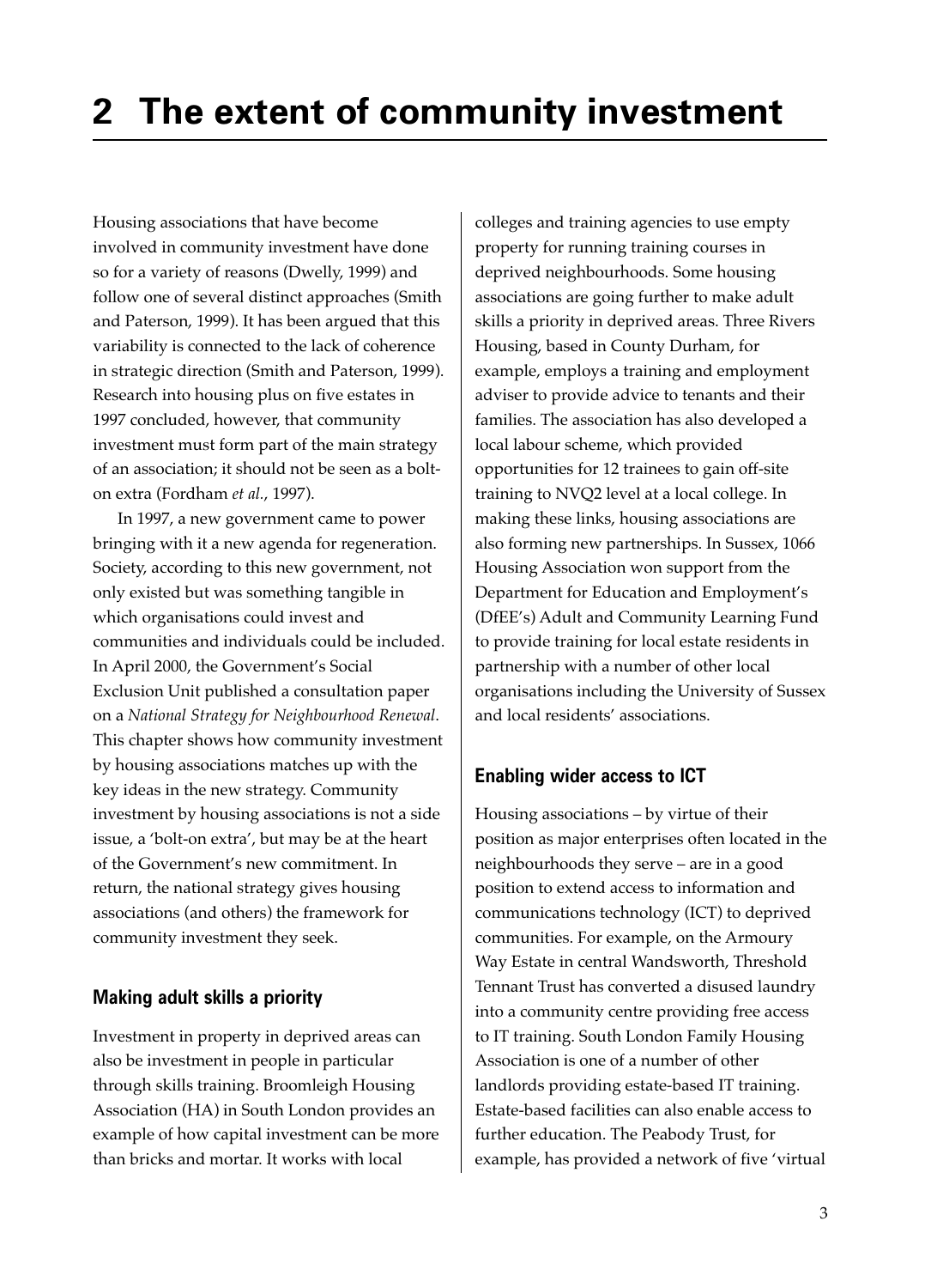# 2 The extent of community investment

Housing associations that have become involved in community investment have done so for a variety of reasons (Dwelly, 1999) and follow one of several distinct approaches (Smith and Paterson, 1999). It has been argued that this variability is connected to the lack of coherence in strategic direction (Smith and Paterson, 1999). Research into housing plus on five estates in 1997 concluded, however, that community investment must form part of the main strategy of an association; it should not be seen as a bolt-on extra (Fordham *et al.*, 1997).

In 1997, a new government came to power bringing with it a new agenda for regeneration. Society, according to this new government, not only existed but was something tangible in which organisations could invest and communities and individuals could be included. In April 2000, the Government's Social Exclusion Unit published a consultation paper on a *National Strategy for Neighbourhood Renewal*. This chapter shows how community investment by housing associations matches up with the key ideas in the new strategy. Community investment by housing associations is not a side issue, a 'bolt-on extra', but may be at the heart of the Government's new commitment. In return, the national strategy gives housing associations (and others) the framework for community investment they seek.

## Making adult skills a priority

Investment in property in deprived areas can also be investment in people in particular through skills training. Broomleigh Housing Association (HA) in South London provides an example of how capital investment can be more than bricks and mortar. It works with local colleges and training agencies to use empty property for running training courses in deprived neighbourhoods. Some housing associations are going further to make adult skills a priority in deprived areas. Three Rivers Housing, based in County Durham, for example, employs a training and employment adviser to provide advice to tenants and their families. The association has also developed a local labour scheme, which provided opportunities for 12 trainees to gain off-site training to NVQ2 level at a local college. In making these links, housing associations are also forming new partnerships. In Sussex, 1066 Housing Association won support from the Department for Education and Employment's (DfEE's) Adult and Community Learning Fund to provide training for local estate residents in partnership with a number of other local organisations including the University of Sussex and local residents' associations.

## Enabling wider access to ICT

Housing associations – by virtue of their position as major enterprises often located in the neighbourhoods they serve – are in a good position to extend access to information and communications technology (ICT) to deprived communities. For example, on the Armoury Way Estate in central Wandsworth, Threshold Tennant Trust has converted a disused laundry into a community centre providing free access to IT training. South London Family Housing Association is one of a number of other landlords providing estate-based IT training. Estate-based facilities can also enable access to further education. The Peabody Trust, for example, has provided a network of five 'virtual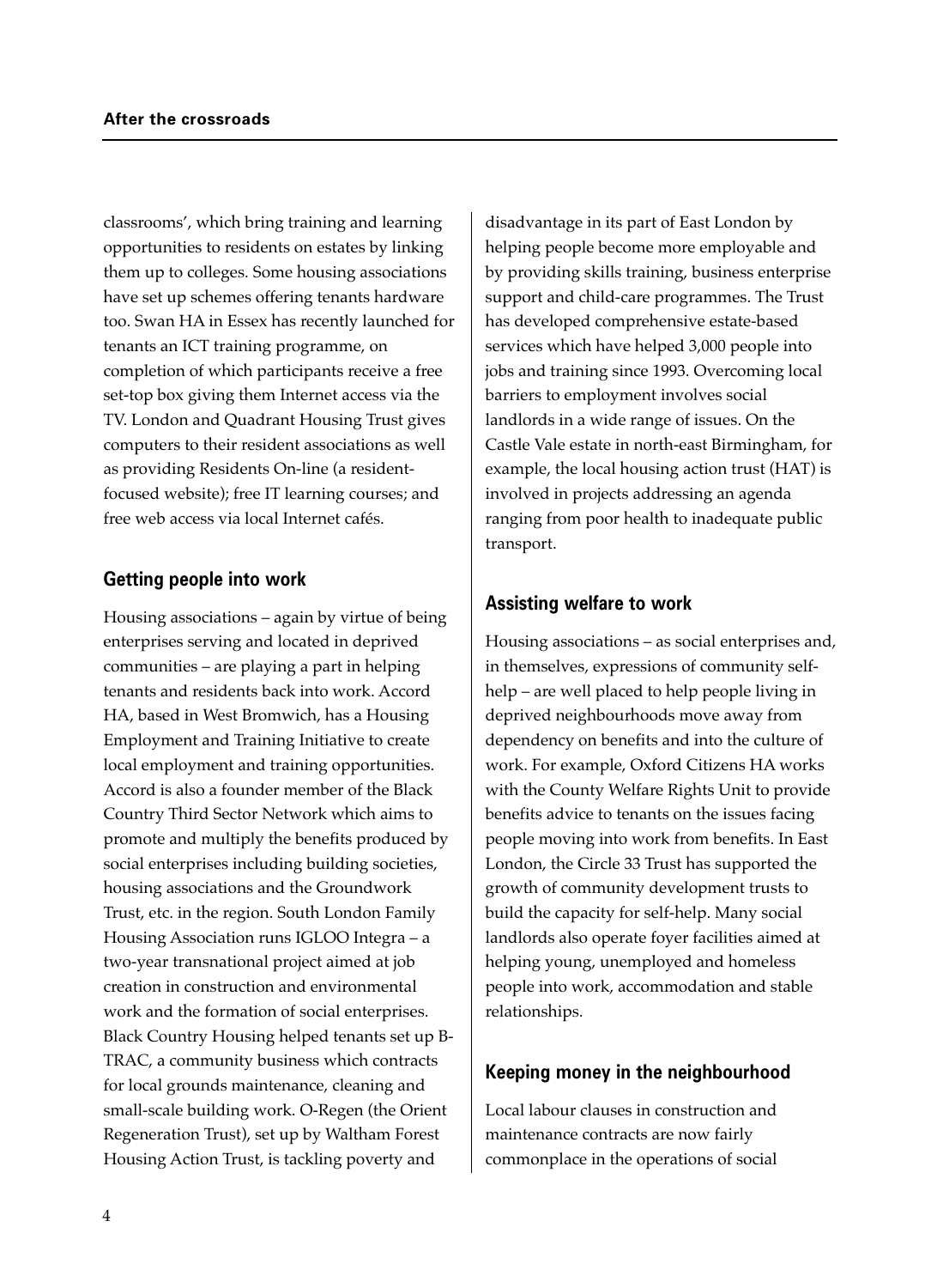classrooms', which bring training and learning opportunities to residents on estates by linking them up to colleges. Some housing associations have set up schemes offering tenants hardware too. Swan HA in Essex has recently launched for tenants an ICT training programme, on completion of which participants receive a free set-top box giving them Internet access via the TV. London and Quadrant Housing Trust gives computers to their resident associations as well as providing Residents On-line (a resident-focused website); free IT learning courses; and free web access via local Internet cafés.

## Getting people into work

Housing associations – again by virtue of being enterprises serving and located in deprived communities – are playing a part in helping tenants and residents back into work. Accord HA, based in West Bromwich, has a Housing Employment and Training Initiative to create local employment and training opportunities. Accord is also a founder member of the Black Country Third Sector Network which aims to promote and multiply the benefits produced by social enterprises including building societies, housing associations and the Groundwork Trust, etc. in the region. South London Family Housing Association runs IGLOO Integra – a two-year transnational project aimed at job creation in construction and environmental work and the formation of social enterprises. Black Country Housing helped tenants set up B-TRAC, a community business which contracts for local grounds maintenance, cleaning and small-scale building work. O-Regen (the Orient Regeneration Trust), set up by Waltham Forest Housing Action Trust, is tackling poverty and disadvantage in its part of East London by helping people become more employable and by providing skills training, business enterprise support and child-care programmes. The Trust has developed comprehensive estate-based services which have helped 3,000 people into jobs and training since 1993. Overcoming local barriers to employment involves social landlords in a wide range of issues. On the Castle Vale estate in north-east Birmingham, for example, the local housing action trust (HAT) is involved in projects addressing an agenda ranging from poor health to inadequate public transport.

## Assisting welfare to work

Housing associations – as social enterprises and, in themselves, expressions of community self-help – are well placed to help people living in deprived neighbourhoods move away from dependency on benefits and into the culture of work. For example, Oxford Citizens HA works with the County Welfare Rights Unit to provide benefits advice to tenants on the issues facing people moving into work from benefits. In East London, the Circle 33 Trust has supported the growth of community development trusts to build the capacity for self-help. Many social landlords also operate foyer facilities aimed at helping young, unemployed and homeless people into work, accommodation and stable relationships.

## Keeping money in the neighbourhood

Local labour clauses in construction and maintenance contracts are now fairly commonplace in the operations of social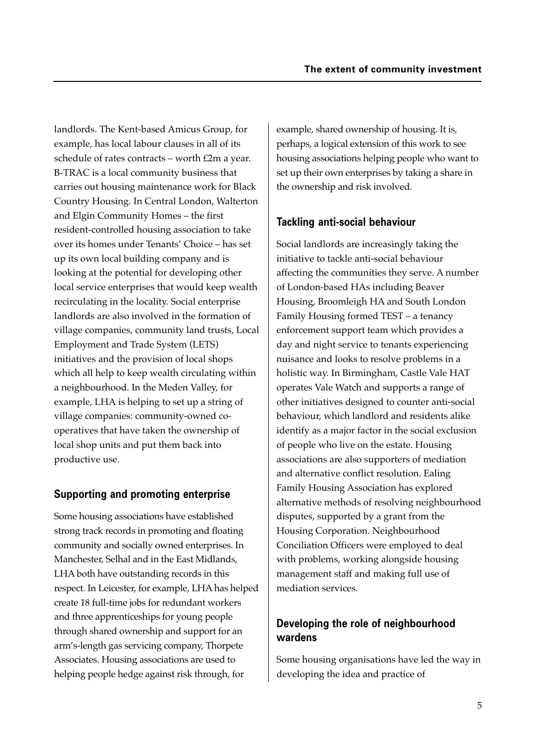landlords. The Kent-based Amicus Group, for example, has local labour clauses in all of its schedule of rates contracts – worth £2m a year. B-TRAC is a local community business that carries out housing maintenance work for Black Country Housing. In Central London, Walterton and Elgin Community Homes – the first resident-controlled housing association to take over its homes under Tenants' Choice – has set up its own local building company and is looking at the potential for developing other local service enterprises that would keep wealth recirculating in the locality. Social enterprise landlords are also involved in the formation of village companies, community land trusts, Local Employment and Trade System (LETS) initiatives and the provision of local shops which all help to keep wealth circulating within a neighbourhood. In the Meden Valley, for example, LHA is helping to set up a string of village companies: community-owned co-operatives that have taken the ownership of local shop units and put them back into productive use.

## Supporting and promoting enterprise

Some housing associations have established strong track records in promoting and floating community and socially owned enterprises. In Manchester, Selhal and in the East Midlands, LHA both have outstanding records in this respect. In Leicester, for example, LHA has helped create 18 full-time jobs for redundant workers and three apprenticeships for young people through shared ownership and support for an arm's-length gas servicing company, Thorpete Associates. Housing associations are used to helping people hedge against risk through, for example, shared ownership of housing. It is, perhaps, a logical extension of this work to see housing associations helping people who want to set up their own enterprises by taking a share in the ownership and risk involved.

## Tackling anti-social behaviour

Social landlords are increasingly taking the initiative to tackle anti-social behaviour affecting the communities they serve. A number of London-based HAs including Beaver Housing, Broomleigh HA and South London Family Housing formed TEST – a tenancy enforcement support team which provides a day and night service to tenants experiencing nuisance and looks to resolve problems in a holistic way. In Birmingham, Castle Vale HAT operates Vale Watch and supports a range of other initiatives designed to counter anti-social behaviour, which landlord and residents alike identify as a major factor in the social exclusion of people who live on the estate. Housing associations are also supporters of mediation and alternative conflict resolution. Ealing Family Housing Association has explored alternative methods of resolving neighbourhood disputes, supported by a grant from the Housing Corporation. Neighbourhood Conciliation Officers were employed to deal with problems, working alongside housing management staff and making full use of mediation services.

## Developing the role of neighbourhood wardens

Some housing organisations have led the way in developing the idea and practice of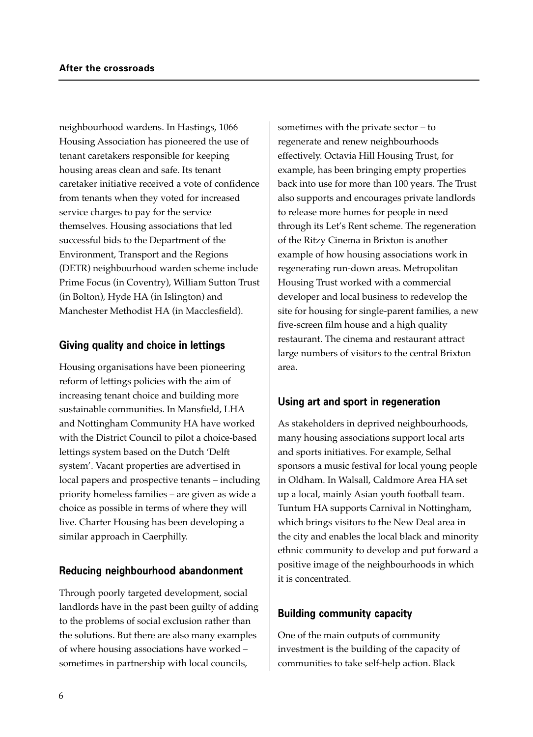neighbourhood wardens. In Hastings, 1066 Housing Association has pioneered the use of tenant caretakers responsible for keeping housing areas clean and safe. Its tenant caretaker initiative received a vote of confidence from tenants when they voted for increased service charges to pay for the service themselves. Housing associations that led successful bids to the Department of the Environment, Transport and the Regions (DETR) neighbourhood warden scheme include Prime Focus (in Coventry), William Sutton Trust (in Bolton), Hyde HA (in Islington) and Manchester Methodist HA (in Macclesfield).

## Giving quality and choice in lettings

Housing organisations have been pioneering reform of lettings policies with the aim of increasing tenant choice and building more sustainable communities. In Mansfield, LHA and Nottingham Community HA have worked with the District Council to pilot a choice-based lettings system based on the Dutch 'Delft system'. Vacant properties are advertised in local papers and prospective tenants – including priority homeless families – are given as wide a choice as possible in terms of where they will live. Charter Housing has been developing a similar approach in Caerphilly.

## Reducing neighbourhood abandonment

Through poorly targeted development, social landlords have in the past been guilty of adding to the problems of social exclusion rather than the solutions. But there are also many examples of where housing associations have worked – sometimes in partnership with local councils, sometimes with the private sector – to regenerate and renew neighbourhoods effectively. Octavia Hill Housing Trust, for example, has been bringing empty properties back into use for more than 100 years. The Trust also supports and encourages private landlords to release more homes for people in need through its Let's Rent scheme. The regeneration of the Ritzy Cinema in Brixton is another example of how housing associations work in regenerating run-down areas. Metropolitan Housing Trust worked with a commercial developer and local business to redevelop the site for housing for single-parent families, a new five-screen film house and a high quality restaurant. The cinema and restaurant attract large numbers of visitors to the central Brixton area.

## Using art and sport in regeneration

As stakeholders in deprived neighbourhoods, many housing associations support local arts and sports initiatives. For example, Selhal sponsors a music festival for local young people in Oldham. In Walsall, Caldmore Area HA set up a local, mainly Asian youth football team. Tuntum HA supports Carnival in Nottingham, which brings visitors to the New Deal area in the city and enables the local black and minority ethnic community to develop and put forward a positive image of the neighbourhoods in which it is concentrated.

## Building community capacity

One of the main outputs of community investment is the building of the capacity of communities to take self-help action. Black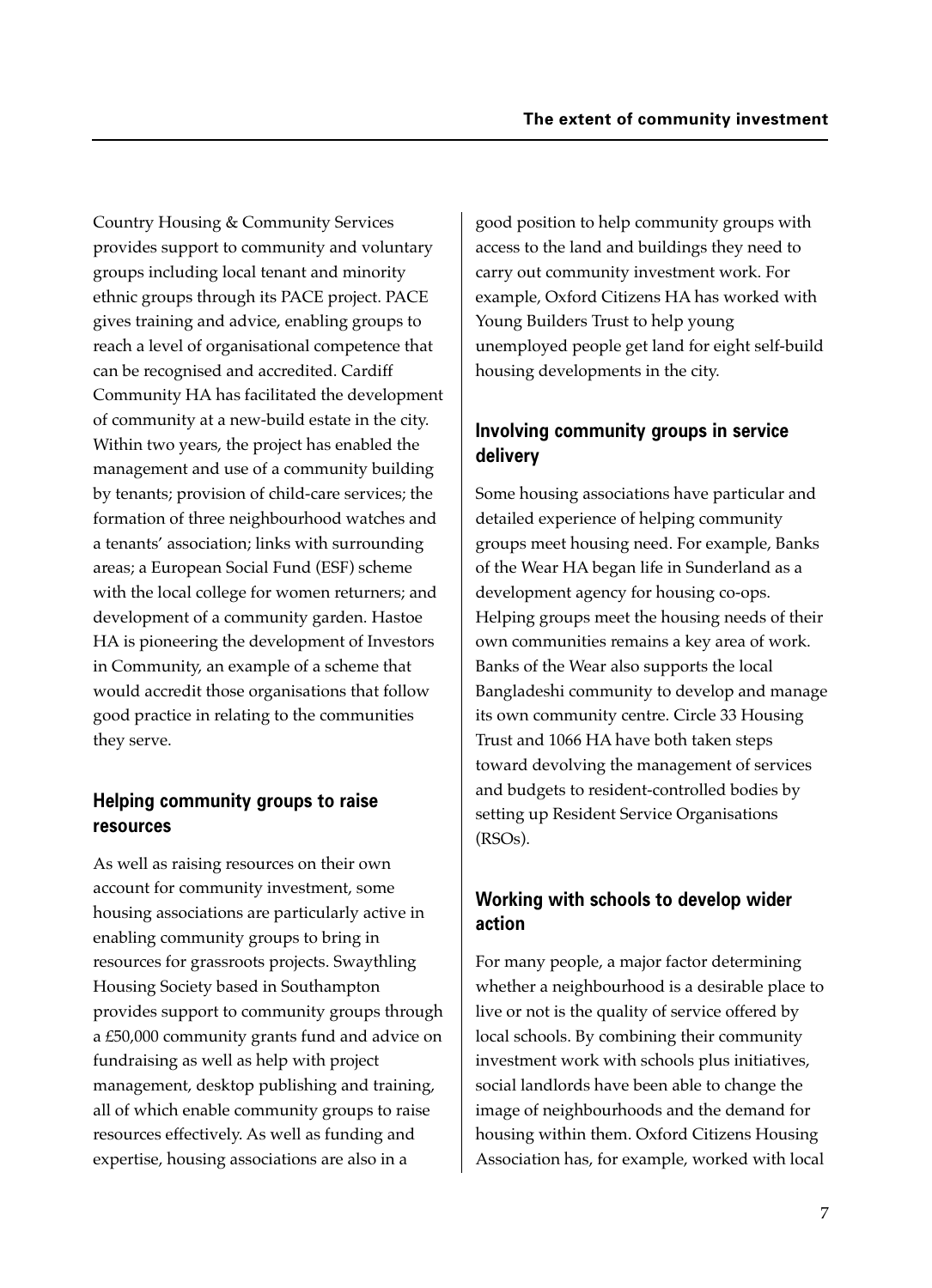Country Housing & Community Services provides support to community and voluntary groups including local tenant and minority ethnic groups through its PACE project. PACE gives training and advice, enabling groups to reach a level of organisational competence that can be recognised and accredited. Cardiff Community HA has facilitated the development of community at a new-build estate in the city. Within two years, the project has enabled the management and use of a community building by tenants; provision of child-care services; the formation of three neighbourhood watches and a tenants' association; links with surrounding areas; a European Social Fund (ESF) scheme with the local college for women returners; and development of a community garden. Hastoe HA is pioneering the development of Investors in Community, an example of a scheme that would accredit those organisations that follow good practice in relating to the communities they serve.

### Helping community groups to raise resources

As well as raising resources on their own account for community investment, some housing associations are particularly active in enabling community groups to bring in resources for grassroots projects. Swaythling Housing Society based in Southampton provides support to community groups through a £50,000 community grants fund and advice on fundraising as well as help with project management, desktop publishing and training, all of which enable community groups to raise resources effectively. As well as funding and expertise, housing associations are also in a good position to help community groups with access to the land and buildings they need to carry out community investment work. For example, Oxford Citizens HA has worked with Young Builders Trust to help young unemployed people get land for eight self-build housing developments in the city.

### Involving community groups in service delivery

Some housing associations have particular and detailed experience of helping community groups meet housing need. For example, Banks of the Wear HA began life in Sunderland as a development agency for housing co-ops. Helping groups meet the housing needs of their own communities remains a key area of work. Banks of the Wear also supports the local Bangladeshi community to develop and manage its own community centre. Circle 33 Housing Trust and 1066 HA have both taken steps toward devolving the management of services and budgets to resident-controlled bodies by setting up Resident Service Organisations (RSOs).

### Working with schools to develop wider action

For many people, a major factor determining whether a neighbourhood is a desirable place to live or not is the quality of service offered by local schools. By combining their community investment work with schools plus initiatives, social landlords have been able to change the image of neighbourhoods and the demand for housing within them. Oxford Citizens Housing Association has, for example, worked with local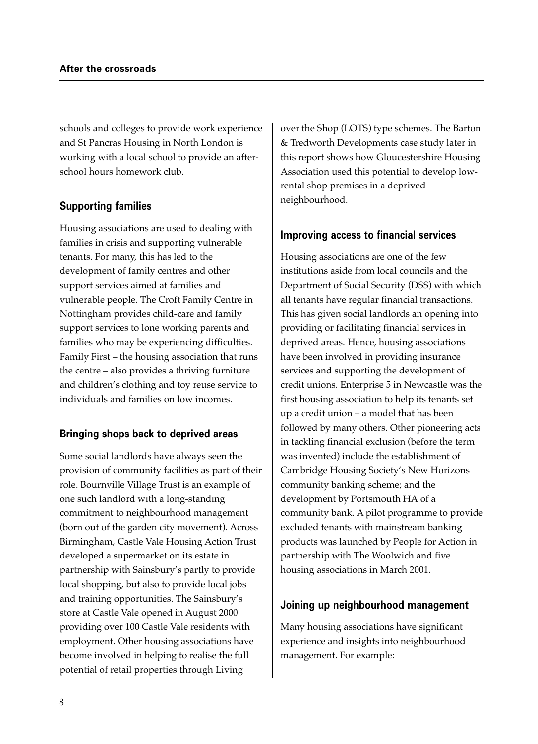schools and colleges to provide work experience and St Pancras Housing in North London is working with a local school to provide an after-school hours homework club.

### Supporting families

Housing associations are used to dealing with families in crisis and supporting vulnerable tenants. For many, this has led to the development of family centres and other support services aimed at families and vulnerable people. The Croft Family Centre in Nottingham provides child-care and family support services to lone working parents and families who may be experiencing difficulties. Family First – the housing association that runs the centre – also provides a thriving furniture and children's clothing and toy reuse service to individuals and families on low incomes.

### Bringing shops back to deprived areas

Some social landlords have always seen the provision of community facilities as part of their role. Bournville Village Trust is an example of one such landlord with a long-standing commitment to neighbourhood management (born out of the garden city movement). Across Birmingham, Castle Vale Housing Action Trust developed a supermarket on its estate in partnership with Sainsbury's partly to provide local shopping, but also to provide local jobs and training opportunities. The Sainsbury's store at Castle Vale opened in August 2000 providing over 100 Castle Vale residents with employment. Other housing associations have become involved in helping to realise the full potential of retail properties through Living over the Shop (LOTS) type schemes. The Barton & Tredworth Developments case study later in this report shows how Gloucestershire Housing Association used this potential to develop low-rental shop premises in a deprived neighbourhood.

### Improving access to financial services

Housing associations are one of the few institutions aside from local councils and the Department of Social Security (DSS) with which all tenants have regular financial transactions. This has given social landlords an opening into providing or facilitating financial services in deprived areas. Hence, housing associations have been involved in providing insurance services and supporting the development of credit unions. Enterprise 5 in Newcastle was the first housing association to help its tenants set up a credit union – a model that has been followed by many others. Other pioneering acts in tackling financial exclusion (before the term was invented) include the establishment of Cambridge Housing Society's New Horizons community banking scheme; and the development by Portsmouth HA of a community bank. A pilot programme to provide excluded tenants with mainstream banking products was launched by People for Action in partnership with The Woolwich and five housing associations in March 2001.

### Joining up neighbourhood management

Many housing associations have significant experience and insights into neighbourhood management. For example: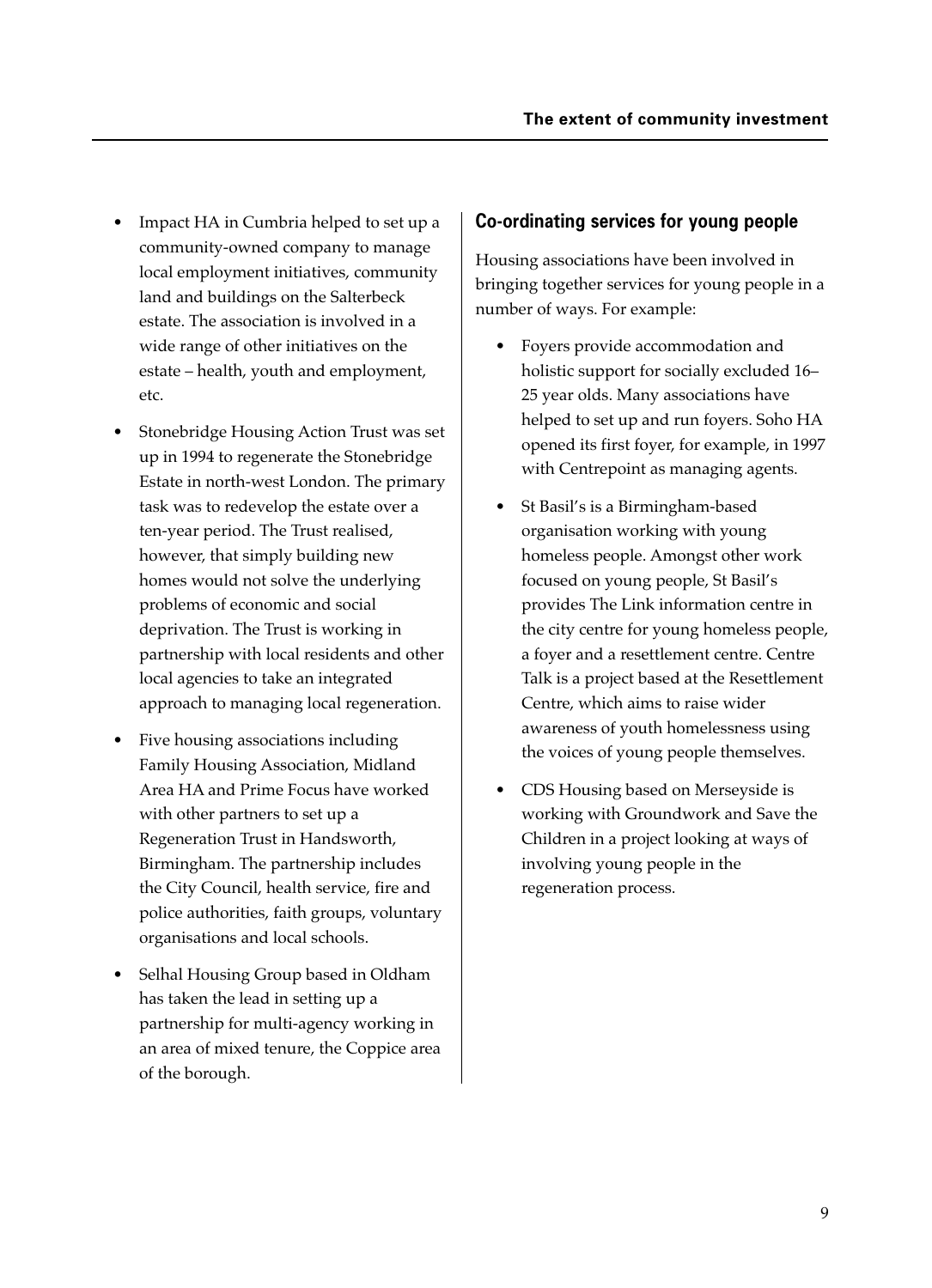- Impact HA in Cumbria helped to set up a community-owned company to manage local employment initiatives, community land and buildings on the Salterbeck estate. The association is involved in a wide range of other initiatives on the estate – health, youth and employment, etc.
- Stonebridge Housing Action Trust was set up in 1994 to regenerate the Stonebridge Estate in north-west London. The primary task was to redevelop the estate over a ten-year period. The Trust realised, however, that simply building new homes would not solve the underlying problems of economic and social deprivation. The Trust is working in partnership with local residents and other local agencies to take an integrated approach to managing local regeneration.
- Five housing associations including Family Housing Association, Midland Area HA and Prime Focus have worked with other partners to set up a Regeneration Trust in Handsworth, Birmingham. The partnership includes the City Council, health service, fire and police authorities, faith groups, voluntary organisations and local schools.
- Selhal Housing Group based in Oldham has taken the lead in setting up a partnership for multi-agency working in an area of mixed tenure, the Coppice area of the borough.

## Co-ordinating services for young people

Housing associations have been involved in bringing together services for young people in a number of ways. For example:

- Foyers provide accommodation and holistic support for socially excluded 16–25 year olds. Many associations have helped to set up and run foyers. Soho HA opened its first foyer, for example, in 1997 with Centrepoint as managing agents.
- St Basil's is a Birmingham-based organisation working with young homeless people. Amongst other work focused on young people, St Basil's provides The Link information centre in the city centre for young homeless people, a foyer and a resettlement centre. Centre Talk is a project based at the Resettlement Centre, which aims to raise wider awareness of youth homelessness using the voices of young people themselves.
- CDS Housing based on Merseyside is working with Groundwork and Save the Children in a project looking at ways of involving young people in the regeneration process.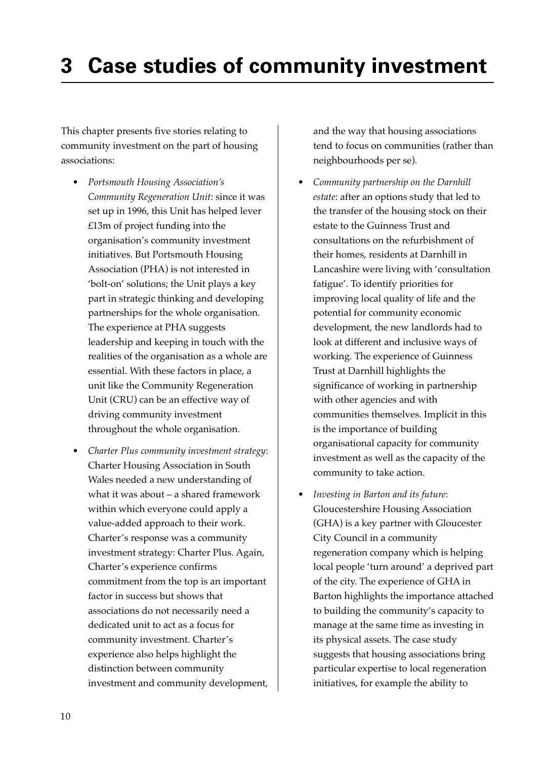# 3 Case studies of community investment

This chapter presents five stories relating to community investment on the part of housing associations:

- *Portsmouth Housing Association's Community Regeneration Unit*: since it was set up in 1996, this Unit has helped lever £13m of project funding into the organisation's community investment initiatives. But Portsmouth Housing Association (PHA) is not interested in 'bolt-on' solutions; the Unit plays a key part in strategic thinking and developing partnerships for the whole organisation. The experience at PHA suggests leadership and keeping in touch with the realities of the organisation as a whole are essential. With these factors in place, a unit like the Community Regeneration Unit (CRU) can be an effective way of driving community investment throughout the whole organisation.
- *Charter Plus community investment strategy*: Charter Housing Association in South Wales needed a new understanding of what it was about – a shared framework within which everyone could apply a value-added approach to their work. Charter's response was a community investment strategy: Charter Plus. Again, Charter's experience confirms commitment from the top is an important factor in success but shows that associations do not necessarily need a dedicated unit to act as a focus for community investment. Charter's experience also helps highlight the distinction between community investment and community development, and the way that housing associations tend to focus on communities (rather than neighbourhoods per se).
- *Community partnership on the Darnhill estate*: after an options study that led to the transfer of the housing stock on their estate to the Guinness Trust and consultations on the refurbishment of their homes, residents at Darnhill in Lancashire were living with 'consultation fatigue'. To identify priorities for improving local quality of life and the potential for community economic development, the new landlords had to look at different and inclusive ways of working. The experience of Guinness Trust at Darnhill highlights the significance of working in partnership with other agencies and with communities themselves. Implicit in this is the importance of building organisational capacity for community investment as well as the capacity of the community to take action.
- *Investing in Barton and its future*: Gloucestershire Housing Association (GHA) is a key partner with Gloucester City Council in a community regeneration company which is helping local people 'turn around' a deprived part of the city. The experience of GHA in Barton highlights the importance attached to building the community's capacity to manage at the same time as investing in its physical assets. The case study suggests that housing associations bring particular expertise to local regeneration initiatives, for example the ability to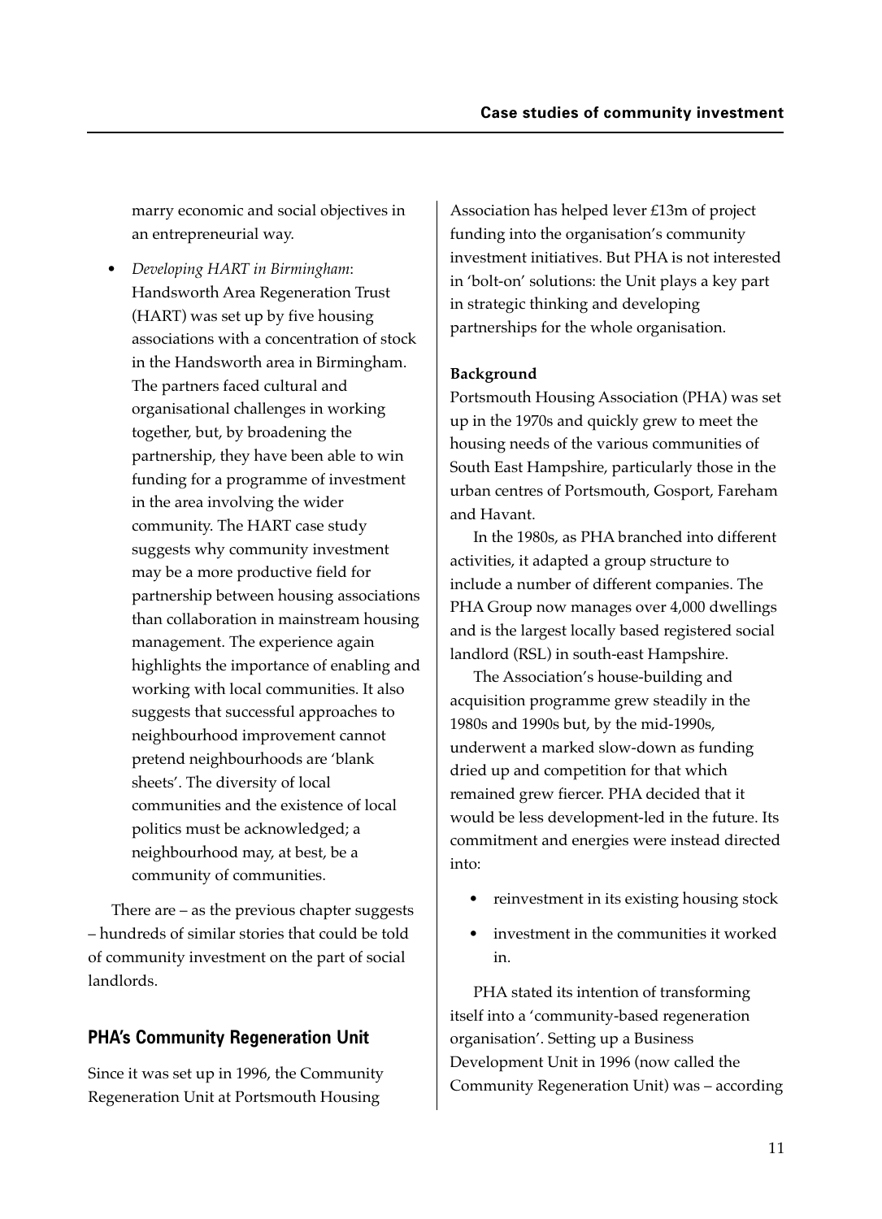marry economic and social objectives in an entrepreneurial way.

- *Developing HART in Birmingham*: Handsworth Area Regeneration Trust (HART) was set up by five housing associations with a concentration of stock in the Handsworth area in Birmingham. The partners faced cultural and organisational challenges in working together, but, by broadening the partnership, they have been able to win funding for a programme of investment in the area involving the wider community. The HART case study suggests why community investment may be a more productive field for partnership between housing associations than collaboration in mainstream housing management. The experience again highlights the importance of enabling and working with local communities. It also suggests that successful approaches to neighbourhood improvement cannot pretend neighbourhoods are 'blank sheets'. The diversity of local communities and the existence of local politics must be acknowledged; a neighbourhood may, at best, be a community of communities.

There are – as the previous chapter suggests – hundreds of similar stories that could be told of community investment on the part of social landlords.

## PHA's Community Regeneration Unit

Since it was set up in 1996, the Community Regeneration Unit at Portsmouth Housing Association has helped lever £13m of project funding into the organisation's community investment initiatives. But PHA is not interested in 'bolt-on' solutions: the Unit plays a key part in strategic thinking and developing partnerships for the whole organisation.

**Background**

Portsmouth Housing Association (PHA) was set up in the 1970s and quickly grew to meet the housing needs of the various communities of South East Hampshire, particularly those in the urban centres of Portsmouth, Gosport, Fareham and Havant.

In the 1980s, as PHA branched into different activities, it adapted a group structure to include a number of different companies. The PHA Group now manages over 4,000 dwellings and is the largest locally based registered social landlord (RSL) in south-east Hampshire.

The Association's house-building and acquisition programme grew steadily in the 1980s and 1990s but, by the mid-1990s, underwent a marked slow-down as funding dried up and competition for that which remained grew fiercer. PHA decided that it would be less development-led in the future. Its commitment and energies were instead directed into:

- reinvestment in its existing housing stock
- investment in the communities it worked in.

PHA stated its intention of transforming itself into a 'community-based regeneration organisation'. Setting up a Business Development Unit in 1996 (now called the Community Regeneration Unit) was – according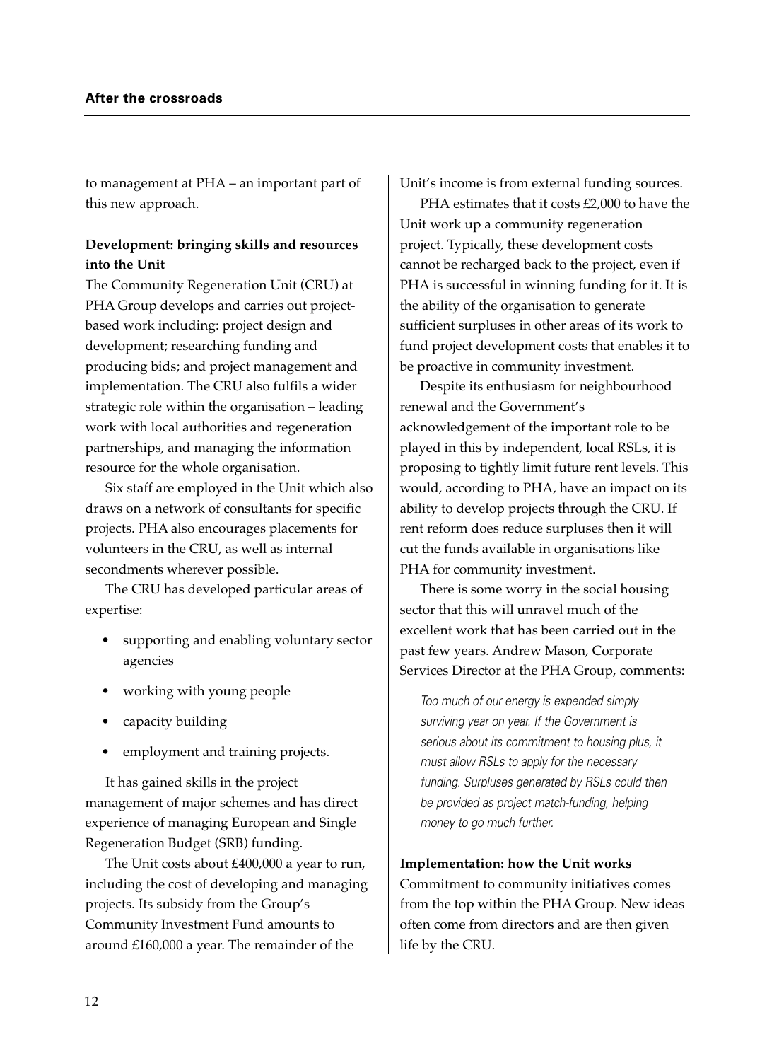to management at PHA – an important part of this new approach.

**Development: bringing skills and resources into the Unit**

The Community Regeneration Unit (CRU) at PHA Group develops and carries out project-based work including: project design and development; researching funding and producing bids; and project management and implementation. The CRU also fulfils a wider strategic role within the organisation – leading work with local authorities and regeneration partnerships, and managing the information resource for the whole organisation.

Six staff are employed in the Unit which also draws on a network of consultants for specific projects. PHA also encourages placements for volunteers in the CRU, as well as internal secondments wherever possible.

The CRU has developed particular areas of expertise:

- supporting and enabling voluntary sector agencies
- working with young people
- capacity building
- employment and training projects.

It has gained skills in the project management of major schemes and has direct experience of managing European and Single Regeneration Budget (SRB) funding.

The Unit costs about £400,000 a year to run, including the cost of developing and managing projects. Its subsidy from the Group's Community Investment Fund amounts to around £160,000 a year. The remainder of the Unit's income is from external funding sources.

PHA estimates that it costs £2,000 to have the Unit work up a community regeneration project. Typically, these development costs cannot be recharged back to the project, even if PHA is successful in winning funding for it. It is the ability of the organisation to generate sufficient surpluses in other areas of its work to fund project development costs that enables it to be proactive in community investment.

Despite its enthusiasm for neighbourhood renewal and the Government's acknowledgement of the important role to be played in this by independent, local RSLs, it is proposing to tightly limit future rent levels. This would, according to PHA, have an impact on its ability to develop projects through the CRU. If rent reform does reduce surpluses then it will cut the funds available in organisations like PHA for community investment.

There is some worry in the social housing sector that this will unravel much of the excellent work that has been carried out in the past few years. Andrew Mason, Corporate Services Director at the PHA Group, comments:

> *Too much of our energy is expended simply surviving year on year. If the Government is serious about its commitment to housing plus, it must allow RSLs to apply for the necessary funding. Surpluses generated by RSLs could then be provided as project match-funding, helping money to go much further.*

**Implementation: how the Unit works**

Commitment to community initiatives comes from the top within the PHA Group. New ideas often come from directors and are then given life by the CRU.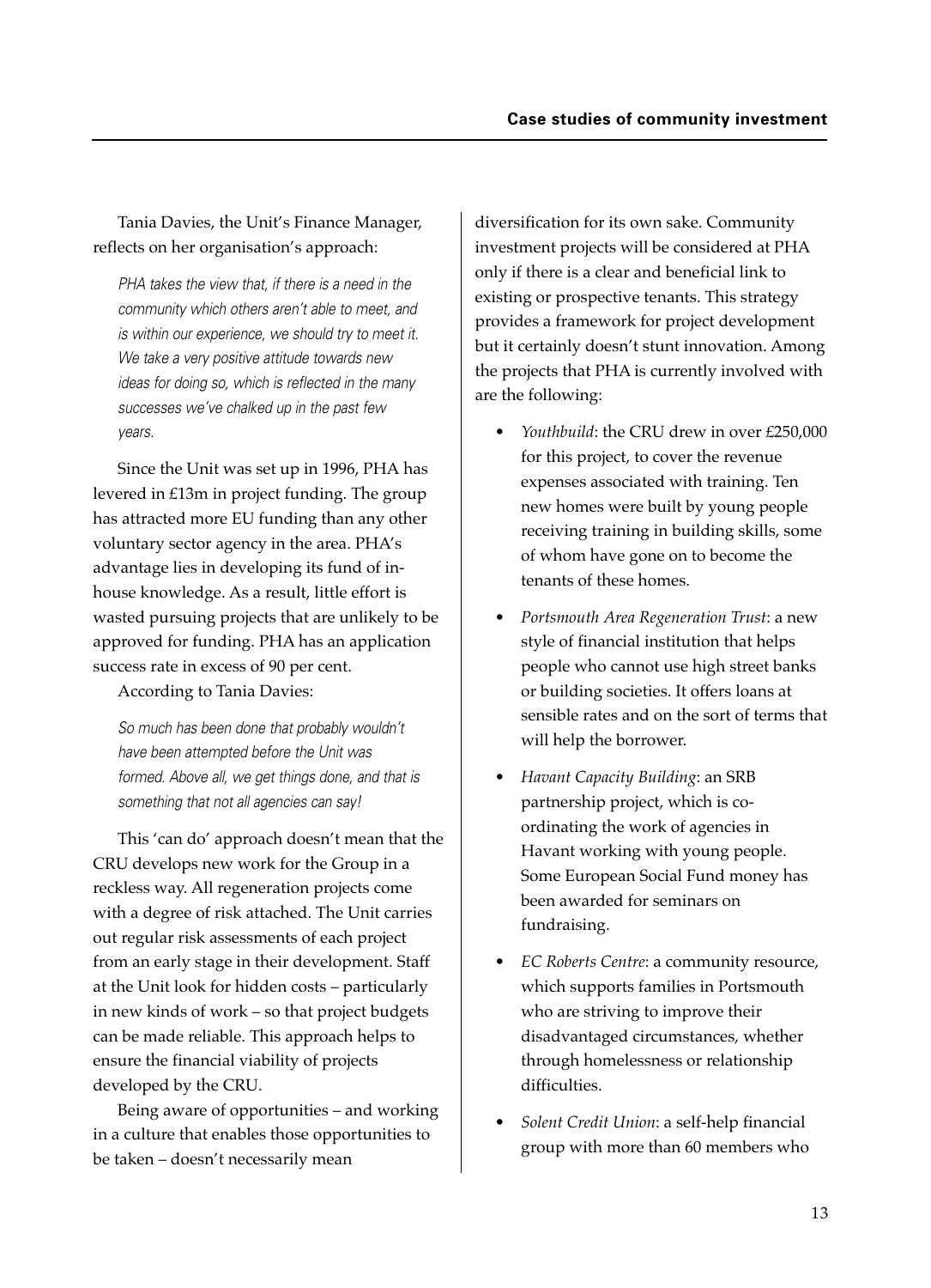Tania Davies, the Unit's Finance Manager, reflects on her organisation's approach:

> *PHA takes the view that, if there is a need in the community which others aren't able to meet, and is within our experience, we should try to meet it. We take a very positive attitude towards new ideas for doing so, which is reflected in the many successes we've chalked up in the past few years.*

Since the Unit was set up in 1996, PHA has levered in £13m in project funding. The group has attracted more EU funding than any other voluntary sector agency in the area. PHA's advantage lies in developing its fund of in-house knowledge. As a result, little effort is wasted pursuing projects that are unlikely to be approved for funding. PHA has an application success rate in excess of 90 per cent.

According to Tania Davies:

> *So much has been done that probably wouldn't have been attempted before the Unit was formed. Above all, we get things done, and that is something that not all agencies can say!*

This 'can do' approach doesn't mean that the CRU develops new work for the Group in a reckless way. All regeneration projects come with a degree of risk attached. The Unit carries out regular risk assessments of each project from an early stage in their development. Staff at the Unit look for hidden costs – particularly in new kinds of work – so that project budgets can be made reliable. This approach helps to ensure the financial viability of projects developed by the CRU.

Being aware of opportunities – and working in a culture that enables those opportunities to be taken – doesn't necessarily mean diversification for its own sake. Community investment projects will be considered at PHA only if there is a clear and beneficial link to existing or prospective tenants. This strategy provides a framework for project development but it certainly doesn't stunt innovation. Among the projects that PHA is currently involved with are the following:

- *Youthbuild*: the CRU drew in over £250,000 for this project, to cover the revenue expenses associated with training. Ten new homes were built by young people receiving training in building skills, some of whom have gone on to become the tenants of these homes.
- *Portsmouth Area Regeneration Trust*: a new style of financial institution that helps people who cannot use high street banks or building societies. It offers loans at sensible rates and on the sort of terms that will help the borrower.
- *Havant Capacity Building*: an SRB partnership project, which is co-ordinating the work of agencies in Havant working with young people. Some European Social Fund money has been awarded for seminars on fundraising.
- *EC Roberts Centre*: a community resource, which supports families in Portsmouth who are striving to improve their disadvantaged circumstances, whether through homelessness or relationship difficulties.
- *Solent Credit Union*: a self-help financial group with more than 60 members who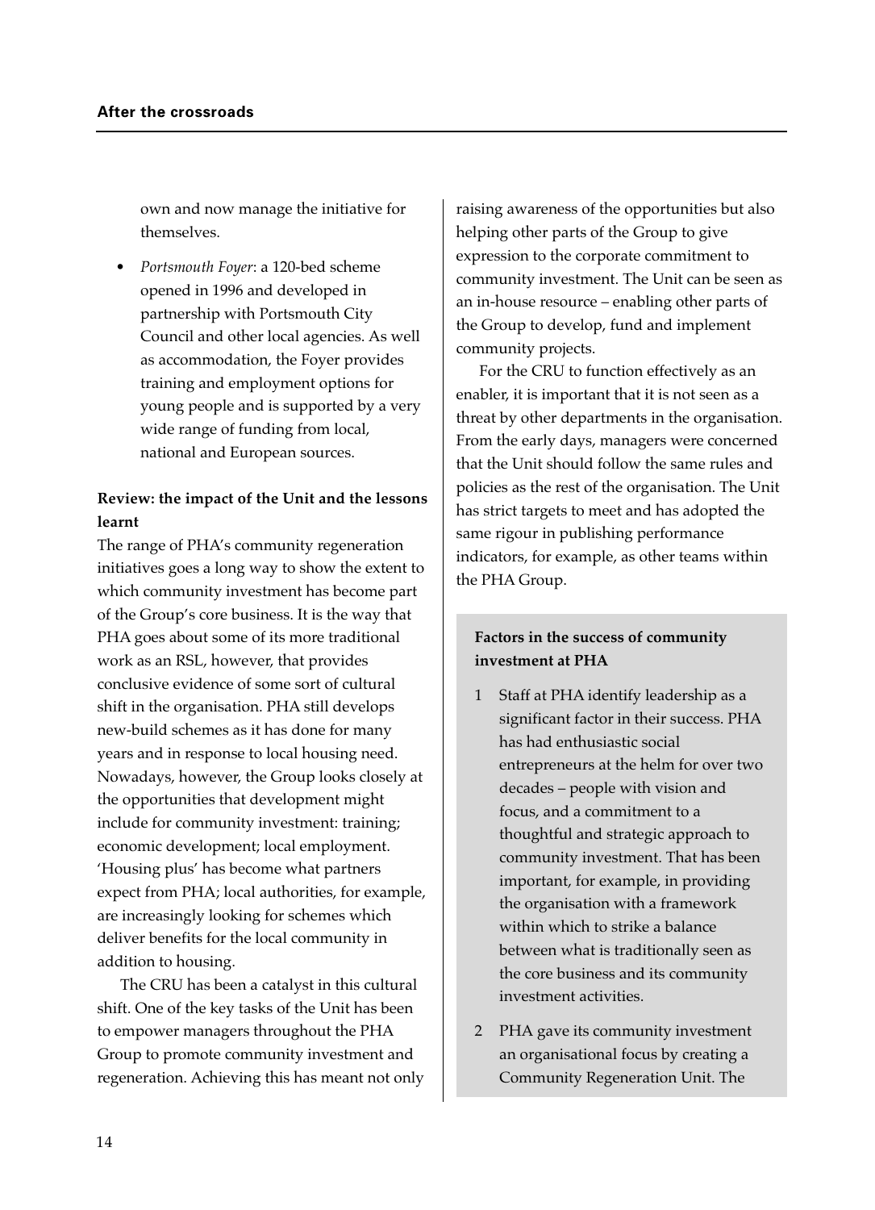own and now manage the initiative for themselves.

- *Portsmouth Foyer*: a 120-bed scheme opened in 1996 and developed in partnership with Portsmouth City Council and other local agencies. As well as accommodation, the Foyer provides training and employment options for young people and is supported by a very wide range of funding from local, national and European sources.

**Review: the impact of the Unit and the lessons learnt**

The range of PHA's community regeneration initiatives goes a long way to show the extent to which community investment has become part of the Group's core business. It is the way that PHA goes about some of its more traditional work as an RSL, however, that provides conclusive evidence of some sort of cultural shift in the organisation. PHA still develops new-build schemes as it has done for many years and in response to local housing need. Nowadays, however, the Group looks closely at the opportunities that development might include for community investment: training; economic development; local employment. 'Housing plus' has become what partners expect from PHA; local authorities, for example, are increasingly looking for schemes which deliver benefits for the local community in addition to housing.

The CRU has been a catalyst in this cultural shift. One of the key tasks of the Unit has been to empower managers throughout the PHA Group to promote community investment and regeneration. Achieving this has meant not only raising awareness of the opportunities but also helping other parts of the Group to give expression to the corporate commitment to community investment. The Unit can be seen as an in-house resource – enabling other parts of the Group to develop, fund and implement community projects.

For the CRU to function effectively as an enabler, it is important that it is not seen as a threat by other departments in the organisation. From the early days, managers were concerned that the Unit should follow the same rules and policies as the rest of the organisation. The Unit has strict targets to meet and has adopted the same rigour in publishing performance indicators, for example, as other teams within the PHA Group.

**Factors in the success of community investment at PHA**

1. Staff at PHA identify leadership as a significant factor in their success. PHA has had enthusiastic social entrepreneurs at the helm for over two decades – people with vision and focus, and a commitment to a thoughtful and strategic approach to community investment. That has been important, for example, in providing the organisation with a framework within which to strike a balance between what is traditionally seen as the core business and its community investment activities.
2. PHA gave its community investment an organisational focus by creating a Community Regeneration Unit. The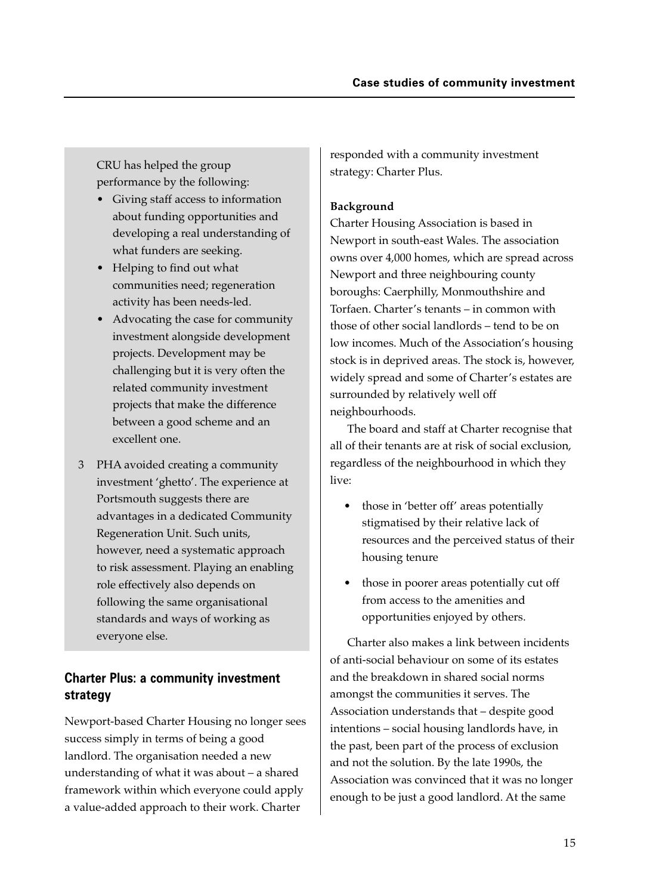CRU has helped the group performance by the following:

- Giving staff access to information about funding opportunities and developing a real understanding of what funders are seeking.
- Helping to find out what communities need; regeneration activity has been needs-led.
- Advocating the case for community investment alongside development projects. Development may be challenging but it is very often the related community investment projects that make the difference between a good scheme and an excellent one.

3 PHA avoided creating a community investment 'ghetto'. The experience at Portsmouth suggests there are advantages in a dedicated Community Regeneration Unit. Such units, however, need a systematic approach to risk assessment. Playing an enabling role effectively also depends on following the same organisational standards and ways of working as everyone else.

## Charter Plus: a community investment strategy

Newport-based Charter Housing no longer sees success simply in terms of being a good landlord. The organisation needed a new understanding of what it was about – a shared framework within which everyone could apply a value-added approach to their work. Charter responded with a community investment strategy: Charter Plus.

**Background**

Charter Housing Association is based in Newport in south-east Wales. The association owns over 4,000 homes, which are spread across Newport and three neighbouring county boroughs: Caerphilly, Monmouthshire and Torfaen. Charter's tenants – in common with those of other social landlords – tend to be on low incomes. Much of the Association's housing stock is in deprived areas. The stock is, however, widely spread and some of Charter's estates are surrounded by relatively well off neighbourhoods.

The board and staff at Charter recognise that all of their tenants are at risk of social exclusion, regardless of the neighbourhood in which they live:

- those in 'better off' areas potentially stigmatised by their relative lack of resources and the perceived status of their housing tenure
- those in poorer areas potentially cut off from access to the amenities and opportunities enjoyed by others.

Charter also makes a link between incidents of anti-social behaviour on some of its estates and the breakdown in shared social norms amongst the communities it serves. The Association understands that – despite good intentions – social housing landlords have, in the past, been part of the process of exclusion and not the solution. By the late 1990s, the Association was convinced that it was no longer enough to be just a good landlord. At the same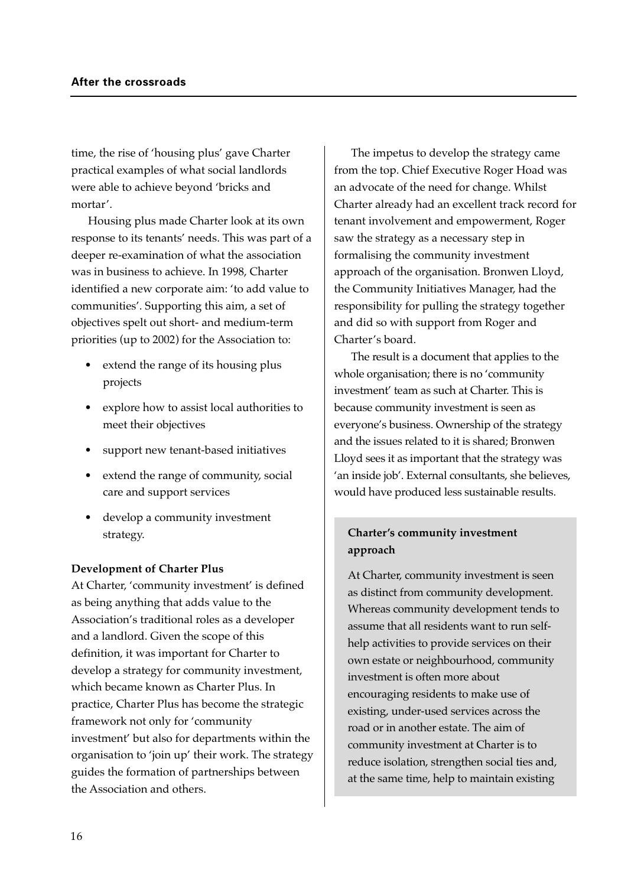time, the rise of 'housing plus' gave Charter practical examples of what social landlords were able to achieve beyond 'bricks and mortar'.

Housing plus made Charter look at its own response to its tenants' needs. This was part of a deeper re-examination of what the association was in business to achieve. In 1998, Charter identified a new corporate aim: 'to add value to communities'. Supporting this aim, a set of objectives spelt out short- and medium-term priorities (up to 2002) for the Association to:

- extend the range of its housing plus projects
- explore how to assist local authorities to meet their objectives
- support new tenant-based initiatives
- extend the range of community, social care and support services
- develop a community investment strategy.

**Development of Charter Plus**

At Charter, 'community investment' is defined as being anything that adds value to the Association's traditional roles as a developer and a landlord. Given the scope of this definition, it was important for Charter to develop a strategy for community investment, which became known as Charter Plus. In practice, Charter Plus has become the strategic framework not only for 'community investment' but also for departments within the organisation to 'join up' their work. The strategy guides the formation of partnerships between the Association and others.

The impetus to develop the strategy came from the top. Chief Executive Roger Hoad was an advocate of the need for change. Whilst Charter already had an excellent track record for tenant involvement and empowerment, Roger saw the strategy as a necessary step in formalising the community investment approach of the organisation. Bronwen Lloyd, the Community Initiatives Manager, had the responsibility for pulling the strategy together and did so with support from Roger and Charter's board.

The result is a document that applies to the whole organisation; there is no 'community investment' team as such at Charter. This is because community investment is seen as everyone's business. Ownership of the strategy and the issues related to it is shared; Bronwen Lloyd sees it as important that the strategy was 'an inside job'. External consultants, she believes, would have produced less sustainable results.

**Charter's community investment approach**

At Charter, community investment is seen as distinct from community development. Whereas community development tends to assume that all residents want to run self-help activities to provide services on their own estate or neighbourhood, community investment is often more about encouraging residents to make use of existing, under-used services across the road or in another estate. The aim of community investment at Charter is to reduce isolation, strengthen social ties and, at the same time, help to maintain existing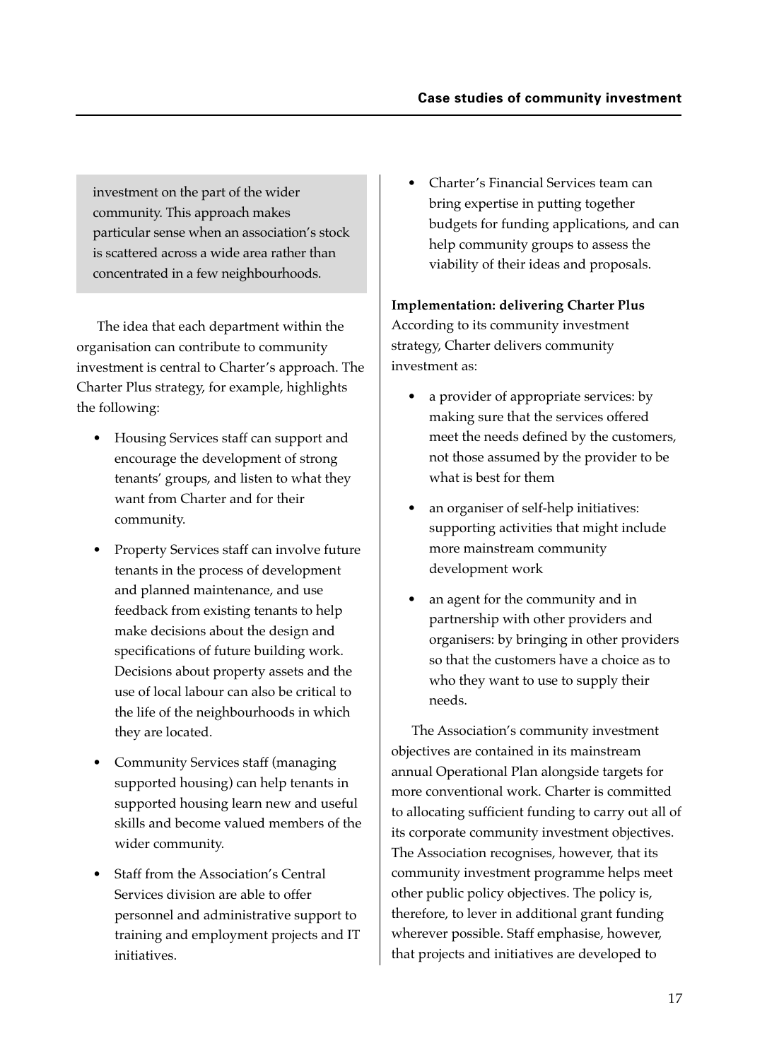investment on the part of the wider community. This approach makes particular sense when an association's stock is scattered across a wide area rather than concentrated in a few neighbourhoods.

The idea that each department within the organisation can contribute to community investment is central to Charter's approach. The Charter Plus strategy, for example, highlights the following:

- Housing Services staff can support and encourage the development of strong tenants' groups, and listen to what they want from Charter and for their community.
- Property Services staff can involve future tenants in the process of development and planned maintenance, and use feedback from existing tenants to help make decisions about the design and specifications of future building work. Decisions about property assets and the use of local labour can also be critical to the life of the neighbourhoods in which they are located.
- Community Services staff (managing supported housing) can help tenants in supported housing learn new and useful skills and become valued members of the wider community.
- Staff from the Association's Central Services division are able to offer personnel and administrative support to training and employment projects and IT initiatives.
- Charter's Financial Services team can bring expertise in putting together budgets for funding applications, and can help community groups to assess the viability of their ideas and proposals.

**Implementation: delivering Charter Plus**

According to its community investment strategy, Charter delivers community investment as:

- a provider of appropriate services: by making sure that the services offered meet the needs defined by the customers, not those assumed by the provider to be what is best for them
- an organiser of self-help initiatives: supporting activities that might include more mainstream community development work
- an agent for the community and in partnership with other providers and organisers: by bringing in other providers so that the customers have a choice as to who they want to use to supply their needs.

The Association's community investment objectives are contained in its mainstream annual Operational Plan alongside targets for more conventional work. Charter is committed to allocating sufficient funding to carry out all of its corporate community investment objectives. The Association recognises, however, that its community investment programme helps meet other public policy objectives. The policy is, therefore, to lever in additional grant funding wherever possible. Staff emphasise, however, that projects and initiatives are developed to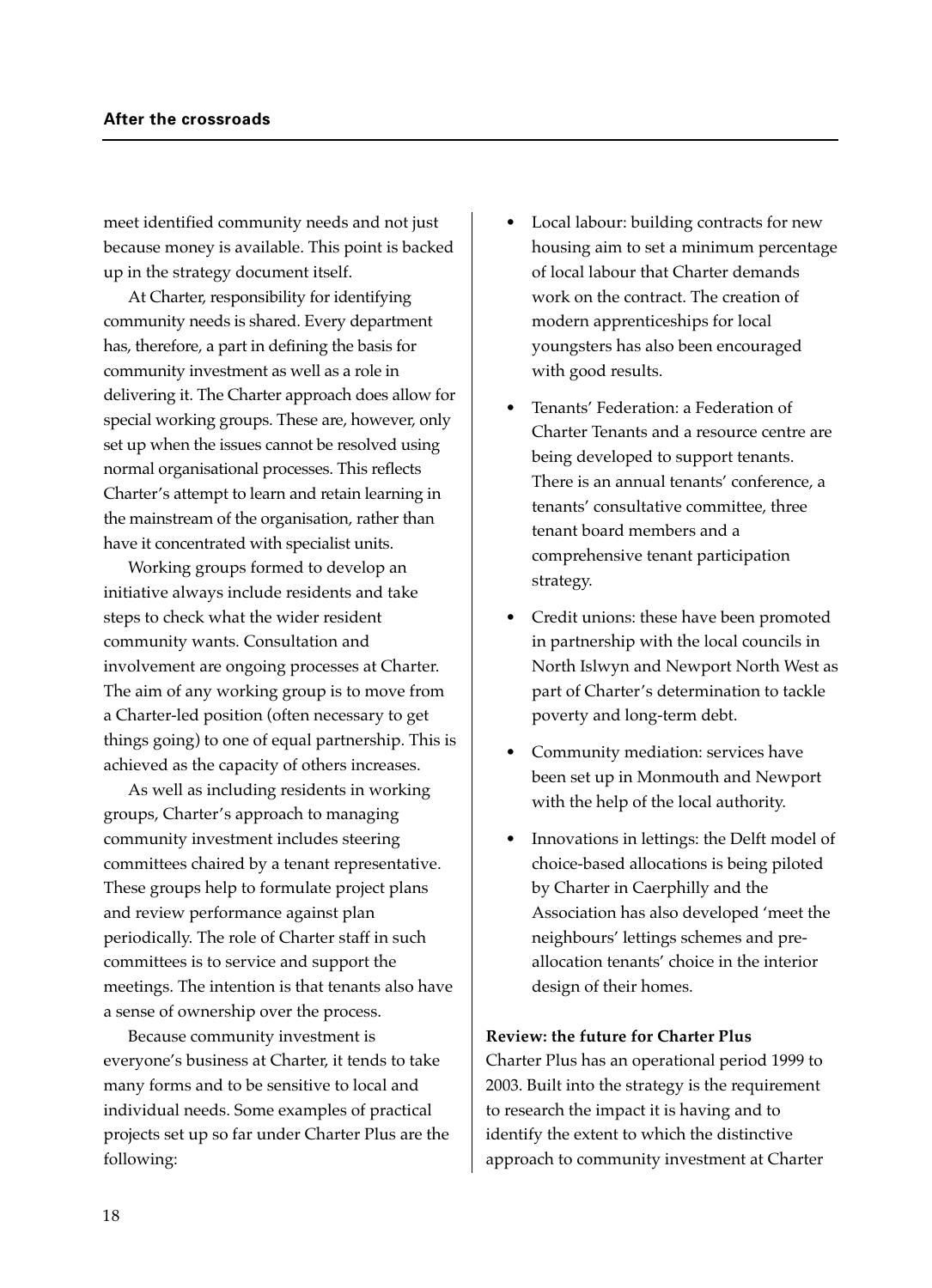meet identified community needs and not just because money is available. This point is backed up in the strategy document itself.

At Charter, responsibility for identifying community needs is shared. Every department has, therefore, a part in defining the basis for community investment as well as a role in delivering it. The Charter approach does allow for special working groups. These are, however, only set up when the issues cannot be resolved using normal organisational processes. This reflects Charter's attempt to learn and retain learning in the mainstream of the organisation, rather than have it concentrated with specialist units.

Working groups formed to develop an initiative always include residents and take steps to check what the wider resident community wants. Consultation and involvement are ongoing processes at Charter. The aim of any working group is to move from a Charter-led position (often necessary to get things going) to one of equal partnership. This is achieved as the capacity of others increases.

As well as including residents in working groups, Charter's approach to managing community investment includes steering committees chaired by a tenant representative. These groups help to formulate project plans and review performance against plan periodically. The role of Charter staff in such committees is to service and support the meetings. The intention is that tenants also have a sense of ownership over the process.

Because community investment is everyone's business at Charter, it tends to take many forms and to be sensitive to local and individual needs. Some examples of practical projects set up so far under Charter Plus are the following:

- Local labour: building contracts for new housing aim to set a minimum percentage of local labour that Charter demands work on the contract. The creation of modern apprenticeships for local youngsters has also been encouraged with good results.
- Tenants' Federation: a Federation of Charter Tenants and a resource centre are being developed to support tenants. There is an annual tenants' conference, a tenants' consultative committee, three tenant board members and a comprehensive tenant participation strategy.
- Credit unions: these have been promoted in partnership with the local councils in North Islwyn and Newport North West as part of Charter's determination to tackle poverty and long-term debt.
- Community mediation: services have been set up in Monmouth and Newport with the help of the local authority.
- Innovations in lettings: the Delft model of choice-based allocations is being piloted by Charter in Caerphilly and the Association has also developed 'meet the neighbours' lettings schemes and pre-allocation tenants' choice in the interior design of their homes.

**Review: the future for Charter Plus**

Charter Plus has an operational period 1999 to 2003. Built into the strategy is the requirement to research the impact it is having and to identify the extent to which the distinctive approach to community investment at Charter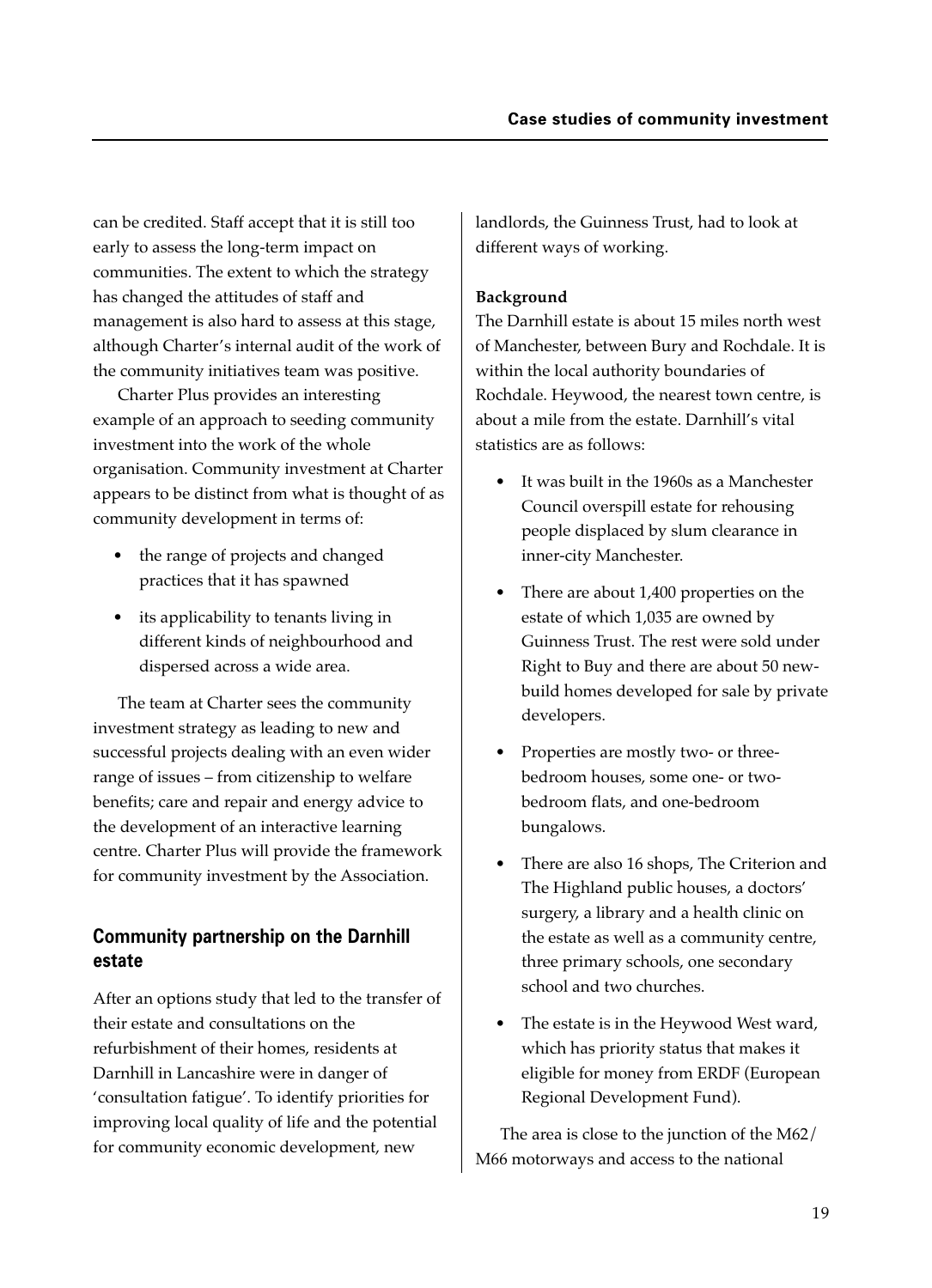can be credited. Staff accept that it is still too early to assess the long-term impact on communities. The extent to which the strategy has changed the attitudes of staff and management is also hard to assess at this stage, although Charter's internal audit of the work of the community initiatives team was positive.

Charter Plus provides an interesting example of an approach to seeding community investment into the work of the whole organisation. Community investment at Charter appears to be distinct from what is thought of as community development in terms of:

- the range of projects and changed practices that it has spawned
- its applicability to tenants living in different kinds of neighbourhood and dispersed across a wide area.

The team at Charter sees the community investment strategy as leading to new and successful projects dealing with an even wider range of issues – from citizenship to welfare benefits; care and repair and energy advice to the development of an interactive learning centre. Charter Plus will provide the framework for community investment by the Association.

## Community partnership on the Darnhill estate

After an options study that led to the transfer of their estate and consultations on the refurbishment of their homes, residents at Darnhill in Lancashire were in danger of 'consultation fatigue'. To identify priorities for improving local quality of life and the potential for community economic development, new landlords, the Guinness Trust, had to look at different ways of working.

### Background

The Darnhill estate is about 15 miles north west of Manchester, between Bury and Rochdale. It is within the local authority boundaries of Rochdale. Heywood, the nearest town centre, is about a mile from the estate. Darnhill's vital statistics are as follows:

- It was built in the 1960s as a Manchester Council overspill estate for rehousing people displaced by slum clearance in inner-city Manchester.
- There are about 1,400 properties on the estate of which 1,035 are owned by Guinness Trust. The rest were sold under Right to Buy and there are about 50 new-build homes developed for sale by private developers.
- Properties are mostly two- or three-bedroom houses, some one- or two-bedroom flats, and one-bedroom bungalows.
- There are also 16 shops, The Criterion and The Highland public houses, a doctors' surgery, a library and a health clinic on the estate as well as a community centre, three primary schools, one secondary school and two churches.
- The estate is in the Heywood West ward, which has priority status that makes it eligible for money from ERDF (European Regional Development Fund).

The area is close to the junction of the M62/M66 motorways and access to the national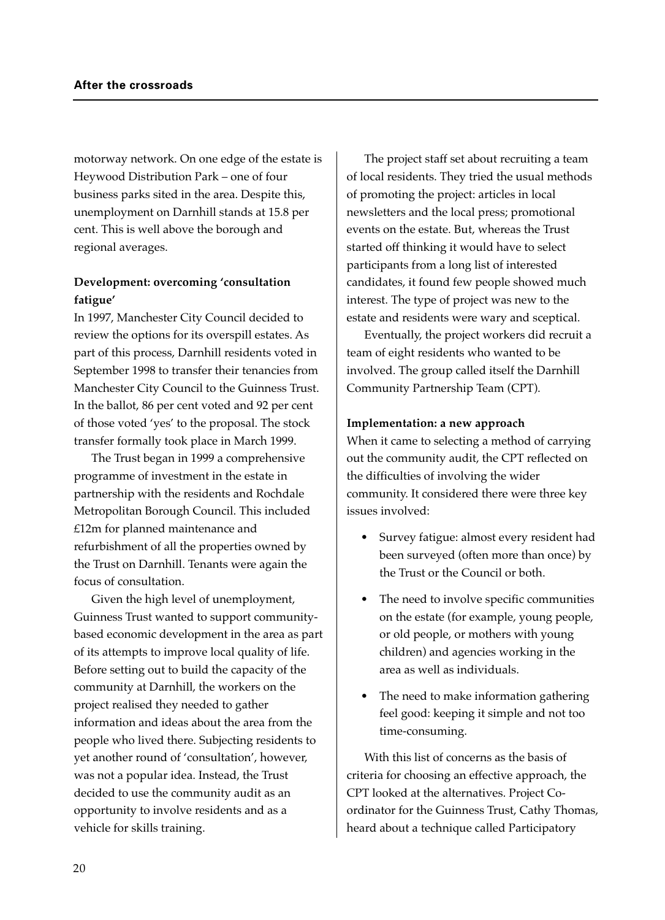motorway network. On one edge of the estate is Heywood Distribution Park – one of four business parks sited in the area. Despite this, unemployment on Darnhill stands at 15.8 per cent. This is well above the borough and regional averages.

**Development: overcoming 'consultation fatigue'**

In 1997, Manchester City Council decided to review the options for its overspill estates. As part of this process, Darnhill residents voted in September 1998 to transfer their tenancies from Manchester City Council to the Guinness Trust. In the ballot, 86 per cent voted and 92 per cent of those voted 'yes' to the proposal. The stock transfer formally took place in March 1999.

The Trust began in 1999 a comprehensive programme of investment in the estate in partnership with the residents and Rochdale Metropolitan Borough Council. This included £12m for planned maintenance and refurbishment of all the properties owned by the Trust on Darnhill. Tenants were again the focus of consultation.

Given the high level of unemployment, Guinness Trust wanted to support community-based economic development in the area as part of its attempts to improve local quality of life. Before setting out to build the capacity of the community at Darnhill, the workers on the project realised they needed to gather information and ideas about the area from the people who lived there. Subjecting residents to yet another round of 'consultation', however, was not a popular idea. Instead, the Trust decided to use the community audit as an opportunity to involve residents and as a vehicle for skills training.

The project staff set about recruiting a team of local residents. They tried the usual methods of promoting the project: articles in local newsletters and the local press; promotional events on the estate. But, whereas the Trust started off thinking it would have to select participants from a long list of interested candidates, it found few people showed much interest. The type of project was new to the estate and residents were wary and sceptical.

Eventually, the project workers did recruit a team of eight residents who wanted to be involved. The group called itself the Darnhill Community Partnership Team (CPT).

**Implementation: a new approach**

When it came to selecting a method of carrying out the community audit, the CPT reflected on the difficulties of involving the wider community. It considered there were three key issues involved:

- Survey fatigue: almost every resident had been surveyed (often more than once) by the Trust or the Council or both.
- The need to involve specific communities on the estate (for example, young people, or old people, or mothers with young children) and agencies working in the area as well as individuals.
- The need to make information gathering feel good: keeping it simple and not too time-consuming.

With this list of concerns as the basis of criteria for choosing an effective approach, the CPT looked at the alternatives. Project Co-ordinator for the Guinness Trust, Cathy Thomas, heard about a technique called Participatory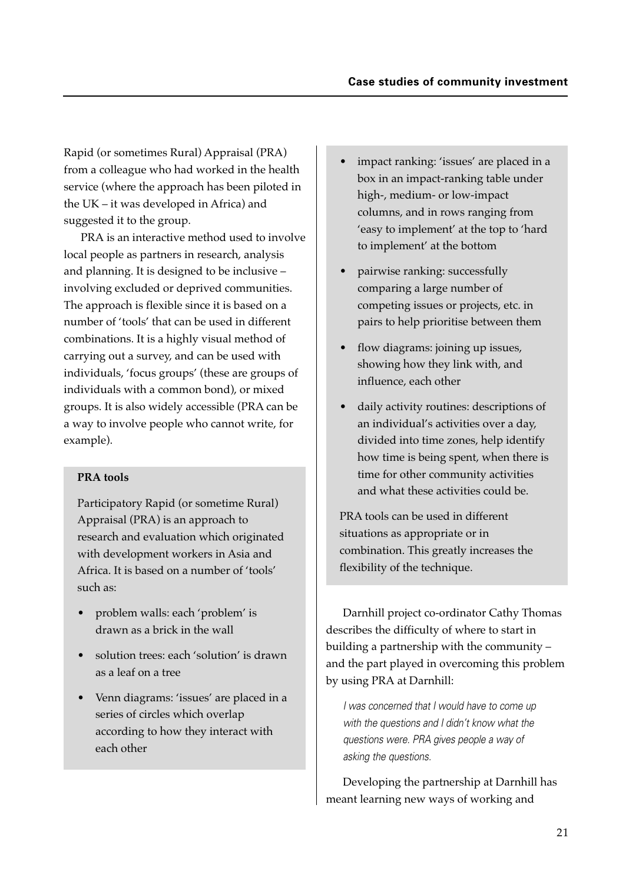Rapid (or sometimes Rural) Appraisal (PRA) from a colleague who had worked in the health service (where the approach has been piloted in the UK – it was developed in Africa) and suggested it to the group.

PRA is an interactive method used to involve local people as partners in research, analysis and planning. It is designed to be inclusive – involving excluded or deprived communities. The approach is flexible since it is based on a number of 'tools' that can be used in different combinations. It is a highly visual method of carrying out a survey, and can be used with individuals, 'focus groups' (these are groups of individuals with a common bond), or mixed groups. It is also widely accessible (PRA can be a way to involve people who cannot write, for example).

**PRA tools**

Participatory Rapid (or sometime Rural) Appraisal (PRA) is an approach to research and evaluation which originated with development workers in Asia and Africa. It is based on a number of 'tools' such as:

- problem walls: each 'problem' is drawn as a brick in the wall
- solution trees: each 'solution' is drawn as a leaf on a tree
- Venn diagrams: 'issues' are placed in a series of circles which overlap according to how they interact with each other
- impact ranking: 'issues' are placed in a box in an impact-ranking table under high-, medium- or low-impact columns, and in rows ranging from 'easy to implement' at the top to 'hard to implement' at the bottom
- pairwise ranking: successfully comparing a large number of competing issues or projects, etc. in pairs to help prioritise between them
- flow diagrams: joining up issues, showing how they link with, and influence, each other
- daily activity routines: descriptions of an individual's activities over a day, divided into time zones, help identify how time is being spent, when there is time for other community activities and what these activities could be.

PRA tools can be used in different situations as appropriate or in combination. This greatly increases the flexibility of the technique.

Darnhill project co-ordinator Cathy Thomas describes the difficulty of where to start in building a partnership with the community – and the part played in overcoming this problem by using PRA at Darnhill:

> *I was concerned that I would have to come up with the questions and I didn't know what the questions were. PRA gives people a way of asking the questions.*

Developing the partnership at Darnhill has meant learning new ways of working and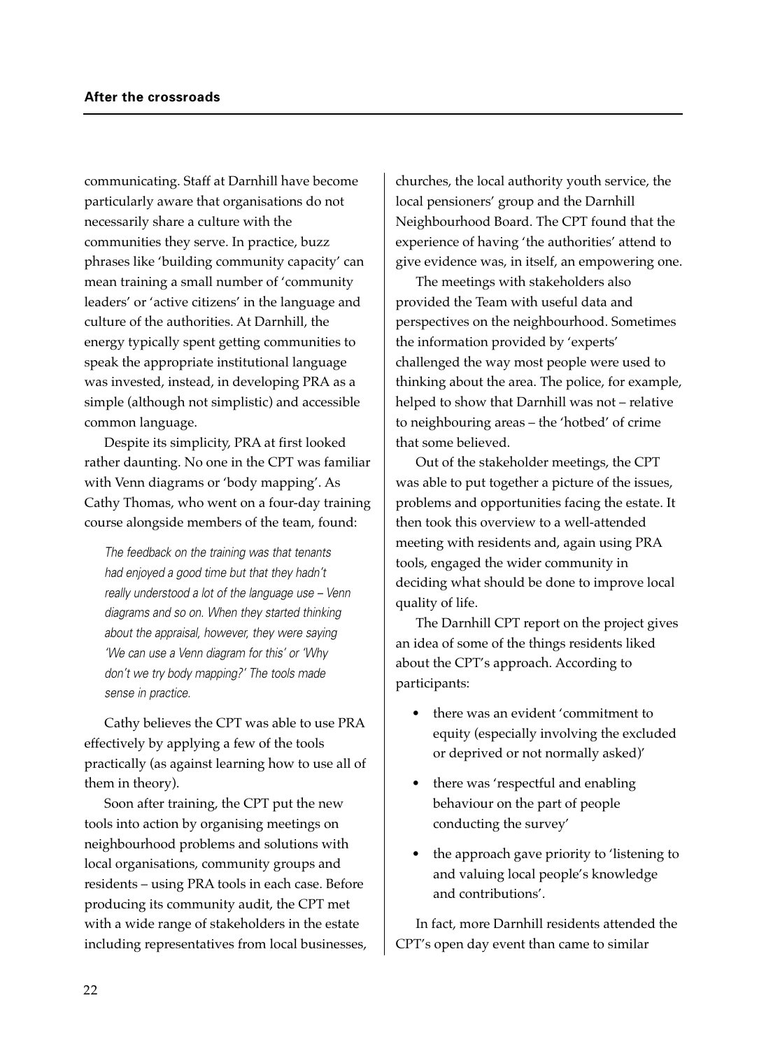communicating. Staff at Darnhill have become particularly aware that organisations do not necessarily share a culture with the communities they serve. In practice, buzz phrases like 'building community capacity' can mean training a small number of 'community leaders' or 'active citizens' in the language and culture of the authorities. At Darnhill, the energy typically spent getting communities to speak the appropriate institutional language was invested, instead, in developing PRA as a simple (although not simplistic) and accessible common language.

Despite its simplicity, PRA at first looked rather daunting. No one in the CPT was familiar with Venn diagrams or 'body mapping'. As Cathy Thomas, who went on a four-day training course alongside members of the team, found:

> *The feedback on the training was that tenants had enjoyed a good time but that they hadn't really understood a lot of the language use – Venn diagrams and so on. When they started thinking about the appraisal, however, they were saying 'We can use a Venn diagram for this' or 'Why don't we try body mapping?' The tools made sense in practice.*

Cathy believes the CPT was able to use PRA effectively by applying a few of the tools practically (as against learning how to use all of them in theory).

Soon after training, the CPT put the new tools into action by organising meetings on neighbourhood problems and solutions with local organisations, community groups and residents – using PRA tools in each case. Before producing its community audit, the CPT met with a wide range of stakeholders in the estate including representatives from local businesses, churches, the local authority youth service, the local pensioners' group and the Darnhill Neighbourhood Board. The CPT found that the experience of having 'the authorities' attend to give evidence was, in itself, an empowering one.

The meetings with stakeholders also provided the Team with useful data and perspectives on the neighbourhood. Sometimes the information provided by 'experts' challenged the way most people were used to thinking about the area. The police, for example, helped to show that Darnhill was not – relative to neighbouring areas – the 'hotbed' of crime that some believed.

Out of the stakeholder meetings, the CPT was able to put together a picture of the issues, problems and opportunities facing the estate. It then took this overview to a well-attended meeting with residents and, again using PRA tools, engaged the wider community in deciding what should be done to improve local quality of life.

The Darnhill CPT report on the project gives an idea of some of the things residents liked about the CPT's approach. According to participants:

- there was an evident 'commitment to equity (especially involving the excluded or deprived or not normally asked)'
- there was 'respectful and enabling behaviour on the part of people conducting the survey'
- the approach gave priority to 'listening to and valuing local people's knowledge and contributions'.

In fact, more Darnhill residents attended the CPT's open day event than came to similar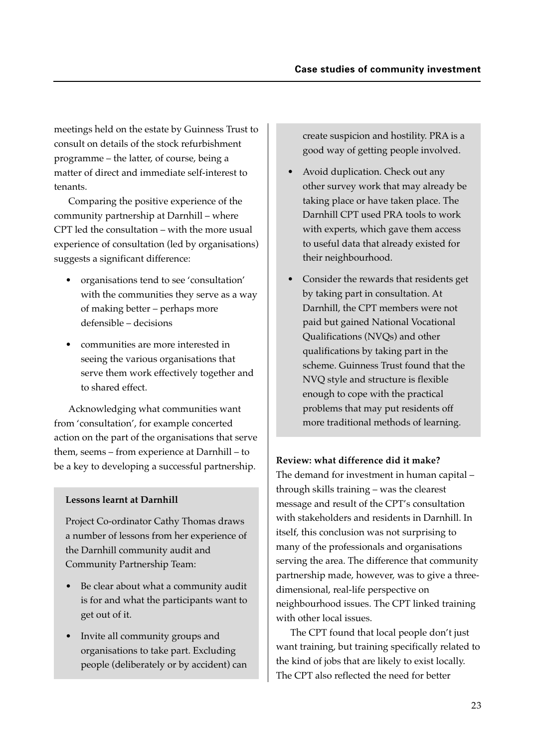meetings held on the estate by Guinness Trust to consult on details of the stock refurbishment programme – the latter, of course, being a matter of direct and immediate self-interest to tenants.

Comparing the positive experience of the community partnership at Darnhill – where CPT led the consultation – with the more usual experience of consultation (led by organisations) suggests a significant difference:

- organisations tend to see 'consultation' with the communities they serve as a way of making better – perhaps more defensible – decisions
- communities are more interested in seeing the various organisations that serve them work effectively together and to shared effect.

Acknowledging what communities want from 'consultation', for example concerted action on the part of the organisations that serve them, seems – from experience at Darnhill – to be a key to developing a successful partnership.

**Lessons learnt at Darnhill**

Project Co-ordinator Cathy Thomas draws a number of lessons from her experience of the Darnhill community audit and Community Partnership Team:

- Be clear about what a community audit is for and what the participants want to get out of it.
- Invite all community groups and organisations to take part. Excluding people (deliberately or by accident) can create suspicion and hostility. PRA is a good way of getting people involved.
- Avoid duplication. Check out any other survey work that may already be taking place or have taken place. The Darnhill CPT used PRA tools to work with experts, which gave them access to useful data that already existed for their neighbourhood.
- Consider the rewards that residents get by taking part in consultation. At Darnhill, the CPT members were not paid but gained National Vocational Qualifications (NVQs) and other qualifications by taking part in the scheme. Guinness Trust found that the NVQ style and structure is flexible enough to cope with the practical problems that may put residents off more traditional methods of learning.

**Review: what difference did it make?**

The demand for investment in human capital – through skills training – was the clearest message and result of the CPT's consultation with stakeholders and residents in Darnhill. In itself, this conclusion was not surprising to many of the professionals and organisations serving the area. The difference that community partnership made, however, was to give a three-dimensional, real-life perspective on neighbourhood issues. The CPT linked training with other local issues.

The CPT found that local people don't just want training, but training specifically related to the kind of jobs that are likely to exist locally. The CPT also reflected the need for better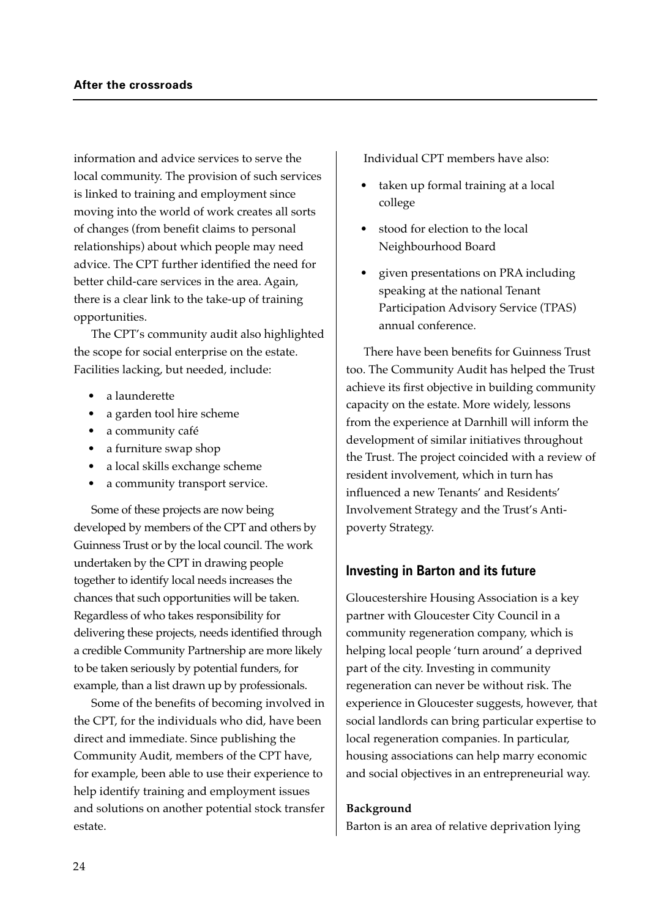information and advice services to serve the local community. The provision of such services is linked to training and employment since moving into the world of work creates all sorts of changes (from benefit claims to personal relationships) about which people may need advice. The CPT further identified the need for better child-care services in the area. Again, there is a clear link to the take-up of training opportunities.

The CPT's community audit also highlighted the scope for social enterprise on the estate. Facilities lacking, but needed, include:

- a launderette
- a garden tool hire scheme
- a community café
- a furniture swap shop
- a local skills exchange scheme
- a community transport service.

Some of these projects are now being developed by members of the CPT and others by Guinness Trust or by the local council. The work undertaken by the CPT in drawing people together to identify local needs increases the chances that such opportunities will be taken. Regardless of who takes responsibility for delivering these projects, needs identified through a credible Community Partnership are more likely to be taken seriously by potential funders, for example, than a list drawn up by professionals.

Some of the benefits of becoming involved in the CPT, for the individuals who did, have been direct and immediate. Since publishing the Community Audit, members of the CPT have, for example, been able to use their experience to help identify training and employment issues and solutions on another potential stock transfer estate.

Individual CPT members have also:

- taken up formal training at a local college
- stood for election to the local Neighbourhood Board
- given presentations on PRA including speaking at the national Tenant Participation Advisory Service (TPAS) annual conference.

There have been benefits for Guinness Trust too. The Community Audit has helped the Trust achieve its first objective in building community capacity on the estate. More widely, lessons from the experience at Darnhill will inform the development of similar initiatives throughout the Trust. The project coincided with a review of resident involvement, which in turn has influenced a new Tenants' and Residents' Involvement Strategy and the Trust's Anti-poverty Strategy.

## Investing in Barton and its future

Gloucestershire Housing Association is a key partner with Gloucester City Council in a community regeneration company, which is helping local people 'turn around' a deprived part of the city. Investing in community regeneration can never be without risk. The experience in Gloucester suggests, however, that social landlords can bring particular expertise to local regeneration companies. In particular, housing associations can help marry economic and social objectives in an entrepreneurial way.

**Background**

Barton is an area of relative deprivation lying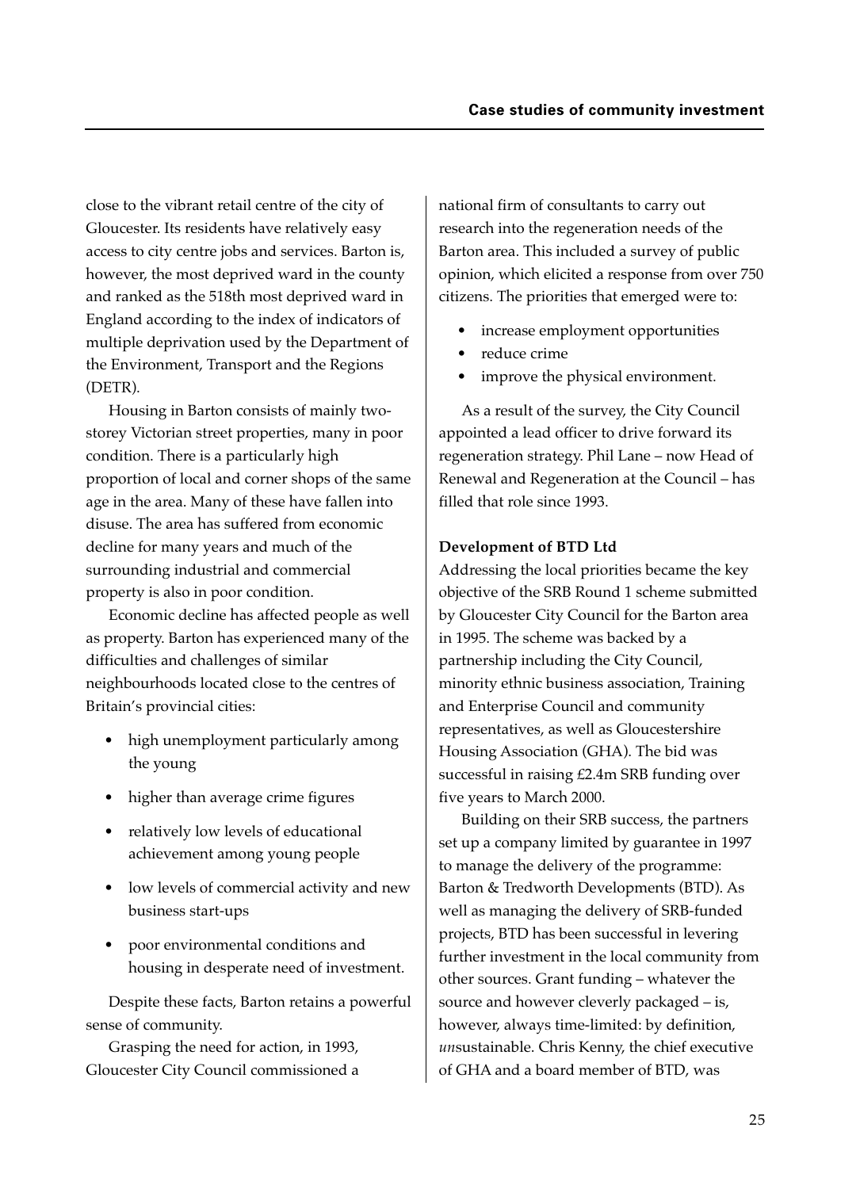close to the vibrant retail centre of the city of Gloucester. Its residents have relatively easy access to city centre jobs and services. Barton is, however, the most deprived ward in the county and ranked as the 518th most deprived ward in England according to the index of indicators of multiple deprivation used by the Department of the Environment, Transport and the Regions (DETR).

Housing in Barton consists of mainly two-storey Victorian street properties, many in poor condition. There is a particularly high proportion of local and corner shops of the same age in the area. Many of these have fallen into disuse. The area has suffered from economic decline for many years and much of the surrounding industrial and commercial property is also in poor condition.

Economic decline has affected people as well as property. Barton has experienced many of the difficulties and challenges of similar neighbourhoods located close to the centres of Britain's provincial cities:

- high unemployment particularly among the young
- higher than average crime figures
- relatively low levels of educational achievement among young people
- low levels of commercial activity and new business start-ups
- poor environmental conditions and housing in desperate need of investment.

Despite these facts, Barton retains a powerful sense of community.

Grasping the need for action, in 1993, Gloucester City Council commissioned a national firm of consultants to carry out research into the regeneration needs of the Barton area. This included a survey of public opinion, which elicited a response from over 750 citizens. The priorities that emerged were to:

- increase employment opportunities
- reduce crime
- improve the physical environment.

As a result of the survey, the City Council appointed a lead officer to drive forward its regeneration strategy. Phil Lane – now Head of Renewal and Regeneration at the Council – has filled that role since 1993.

**Development of BTD Ltd**

Addressing the local priorities became the key objective of the SRB Round 1 scheme submitted by Gloucester City Council for the Barton area in 1995. The scheme was backed by a partnership including the City Council, minority ethnic business association, Training and Enterprise Council and community representatives, as well as Gloucestershire Housing Association (GHA). The bid was successful in raising £2.4m SRB funding over five years to March 2000.

Building on their SRB success, the partners set up a company limited by guarantee in 1997 to manage the delivery of the programme: Barton & Tredworth Developments (BTD). As well as managing the delivery of SRB-funded projects, BTD has been successful in levering further investment in the local community from other sources. Grant funding – whatever the source and however cleverly packaged – is, however, always time-limited: by definition, *un*sustainable. Chris Kenny, the chief executive of GHA and a board member of BTD, was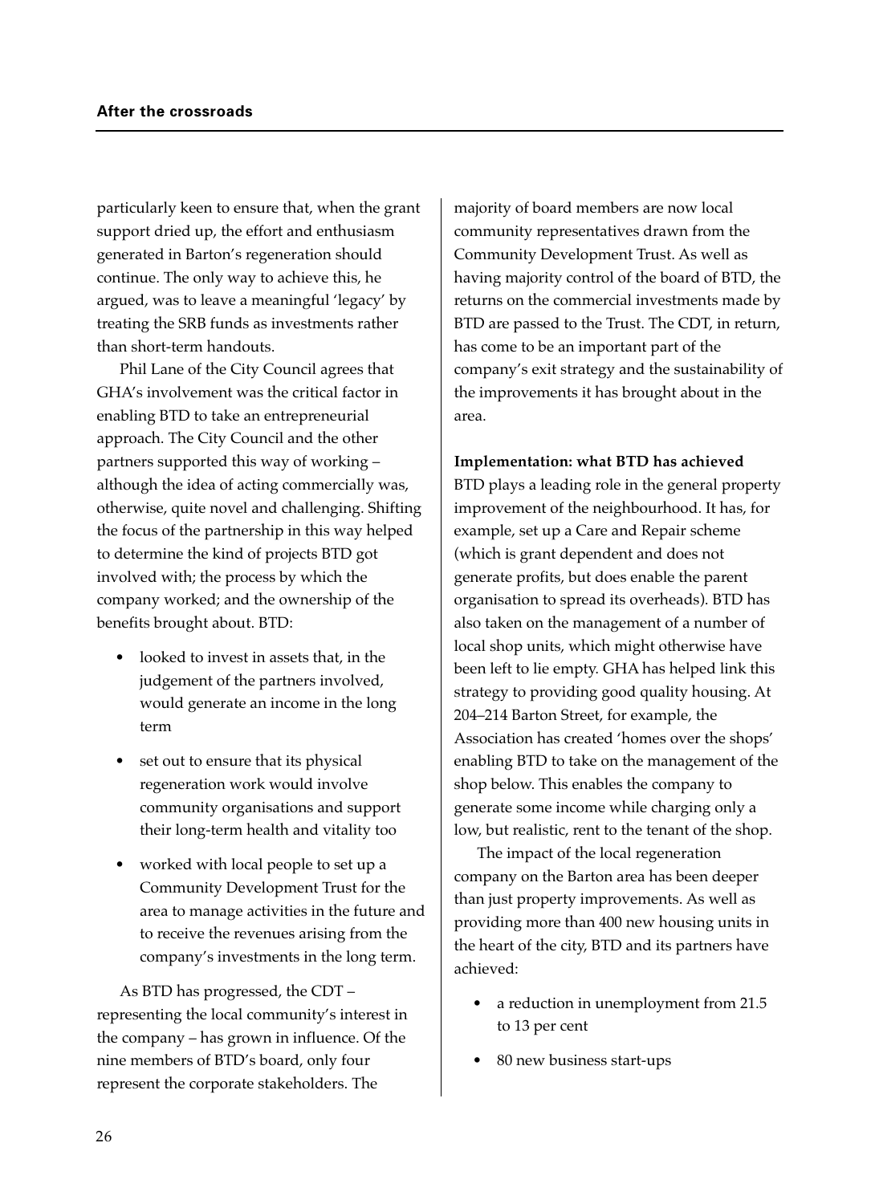particularly keen to ensure that, when the grant support dried up, the effort and enthusiasm generated in Barton's regeneration should continue. The only way to achieve this, he argued, was to leave a meaningful 'legacy' by treating the SRB funds as investments rather than short-term handouts.

Phil Lane of the City Council agrees that GHA's involvement was the critical factor in enabling BTD to take an entrepreneurial approach. The City Council and the other partners supported this way of working – although the idea of acting commercially was, otherwise, quite novel and challenging. Shifting the focus of the partnership in this way helped to determine the kind of projects BTD got involved with; the process by which the company worked; and the ownership of the benefits brought about. BTD:

- looked to invest in assets that, in the judgement of the partners involved, would generate an income in the long term
- set out to ensure that its physical regeneration work would involve community organisations and support their long-term health and vitality too
- worked with local people to set up a Community Development Trust for the area to manage activities in the future and to receive the revenues arising from the company's investments in the long term.

As BTD has progressed, the CDT – representing the local community's interest in the company – has grown in influence. Of the nine members of BTD's board, only four represent the corporate stakeholders. The majority of board members are now local community representatives drawn from the Community Development Trust. As well as having majority control of the board of BTD, the returns on the commercial investments made by BTD are passed to the Trust. The CDT, in return, has come to be an important part of the company's exit strategy and the sustainability of the improvements it has brought about in the area.

**Implementation: what BTD has achieved**

BTD plays a leading role in the general property improvement of the neighbourhood. It has, for example, set up a Care and Repair scheme (which is grant dependent and does not generate profits, but does enable the parent organisation to spread its overheads). BTD has also taken on the management of a number of local shop units, which might otherwise have been left to lie empty. GHA has helped link this strategy to providing good quality housing. At 204–214 Barton Street, for example, the Association has created 'homes over the shops' enabling BTD to take on the management of the shop below. This enables the company to generate some income while charging only a low, but realistic, rent to the tenant of the shop.

The impact of the local regeneration company on the Barton area has been deeper than just property improvements. As well as providing more than 400 new housing units in the heart of the city, BTD and its partners have achieved:

- a reduction in unemployment from 21.5 to 13 per cent
- 80 new business start-ups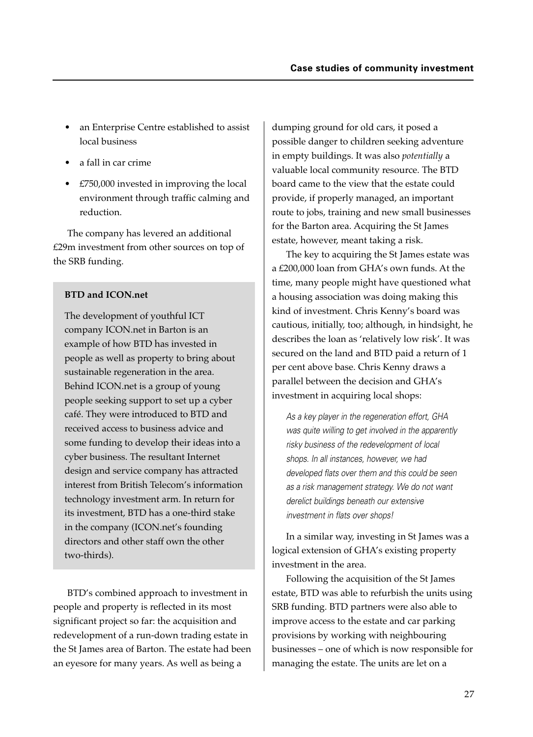- an Enterprise Centre established to assist local business
- a fall in car crime
- £750,000 invested in improving the local environment through traffic calming and reduction.

The company has levered an additional £29m investment from other sources on top of the SRB funding.

> **BTD and ICON.net**
>
> The development of youthful ICT company ICON.net in Barton is an example of how BTD has invested in people as well as property to bring about sustainable regeneration in the area. Behind ICON.net is a group of young people seeking support to set up a cyber café. They were introduced to BTD and received access to business advice and some funding to develop their ideas into a cyber business. The resultant Internet design and service company has attracted interest from British Telecom's information technology investment arm. In return for its investment, BTD has a one-third stake in the company (ICON.net's founding directors and other staff own the other two-thirds).

BTD's combined approach to investment in people and property is reflected in its most significant project so far: the acquisition and redevelopment of a run-down trading estate in the St James area of Barton. The estate had been an eyesore for many years. As well as being a dumping ground for old cars, it posed a possible danger to children seeking adventure in empty buildings. It was also *potentially* a valuable local community resource. The BTD board came to the view that the estate could provide, if properly managed, an important route to jobs, training and new small businesses for the Barton area. Acquiring the St James estate, however, meant taking a risk.

The key to acquiring the St James estate was a £200,000 loan from GHA's own funds. At the time, many people might have questioned what a housing association was doing making this kind of investment. Chris Kenny's board was cautious, initially, too; although, in hindsight, he describes the loan as 'relatively low risk'. It was secured on the land and BTD paid a return of 1 per cent above base. Chris Kenny draws a parallel between the decision and GHA's investment in acquiring local shops:

> *As a key player in the regeneration effort, GHA was quite willing to get involved in the apparently risky business of the redevelopment of local shops. In all instances, however, we had developed flats over them and this could be seen as a risk management strategy. We do not want derelict buildings beneath our extensive investment in flats over shops!*

In a similar way, investing in St James was a logical extension of GHA's existing property investment in the area.

Following the acquisition of the St James estate, BTD was able to refurbish the units using SRB funding. BTD partners were also able to improve access to the estate and car parking provisions by working with neighbouring businesses – one of which is now responsible for managing the estate. The units are let on a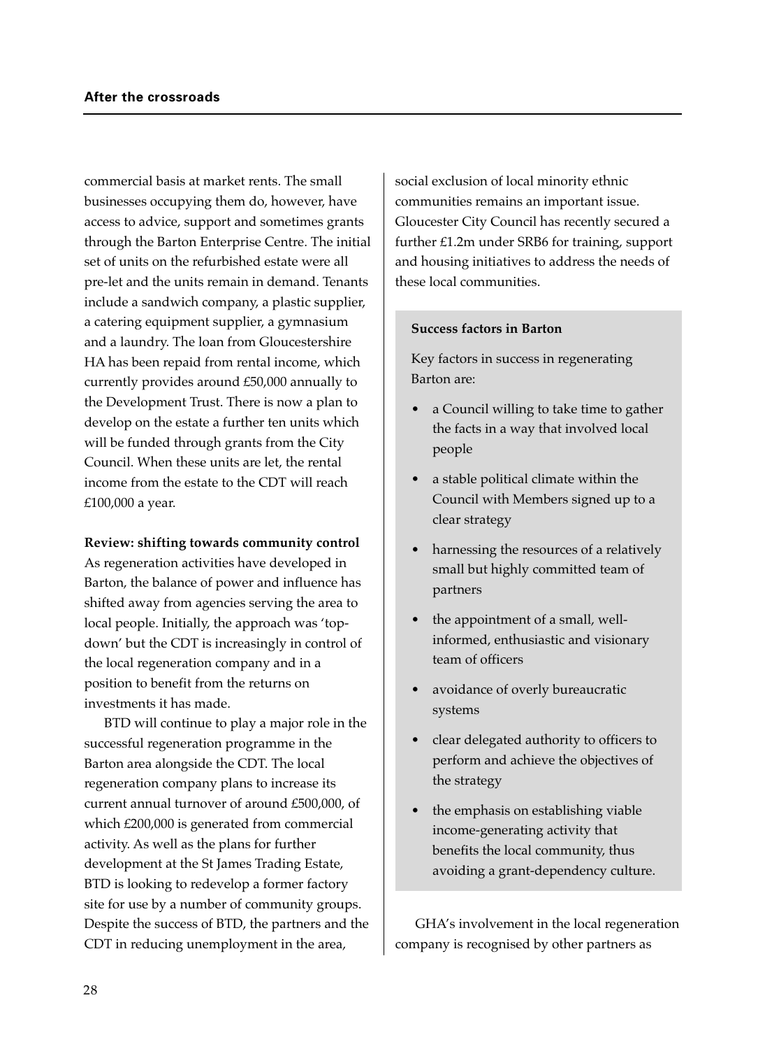commercial basis at market rents. The small businesses occupying them do, however, have access to advice, support and sometimes grants through the Barton Enterprise Centre. The initial set of units on the refurbished estate were all pre-let and the units remain in demand. Tenants include a sandwich company, a plastic supplier, a catering equipment supplier, a gymnasium and a laundry. The loan from Gloucestershire HA has been repaid from rental income, which currently provides around £50,000 annually to the Development Trust. There is now a plan to develop on the estate a further ten units which will be funded through grants from the City Council. When these units are let, the rental income from the estate to the CDT will reach £100,000 a year.

**Review: shifting towards community control**

As regeneration activities have developed in Barton, the balance of power and influence has shifted away from agencies serving the area to local people. Initially, the approach was 'top-down' but the CDT is increasingly in control of the local regeneration company and in a position to benefit from the returns on investments it has made.

BTD will continue to play a major role in the successful regeneration programme in the Barton area alongside the CDT. The local regeneration company plans to increase its current annual turnover of around £500,000, of which £200,000 is generated from commercial activity. As well as the plans for further development at the St James Trading Estate, BTD is looking to redevelop a former factory site for use by a number of community groups. Despite the success of BTD, the partners and the CDT in reducing unemployment in the area, social exclusion of local minority ethnic communities remains an important issue. Gloucester City Council has recently secured a further £1.2m under SRB6 for training, support and housing initiatives to address the needs of these local communities.

**Success factors in Barton**

Key factors in success in regenerating Barton are:

- a Council willing to take time to gather the facts in a way that involved local people
- a stable political climate within the Council with Members signed up to a clear strategy
- harnessing the resources of a relatively small but highly committed team of partners
- the appointment of a small, well-informed, enthusiastic and visionary team of officers
- avoidance of overly bureaucratic systems
- clear delegated authority to officers to perform and achieve the objectives of the strategy
- the emphasis on establishing viable income-generating activity that benefits the local community, thus avoiding a grant-dependency culture.

GHA's involvement in the local regeneration company is recognised by other partners as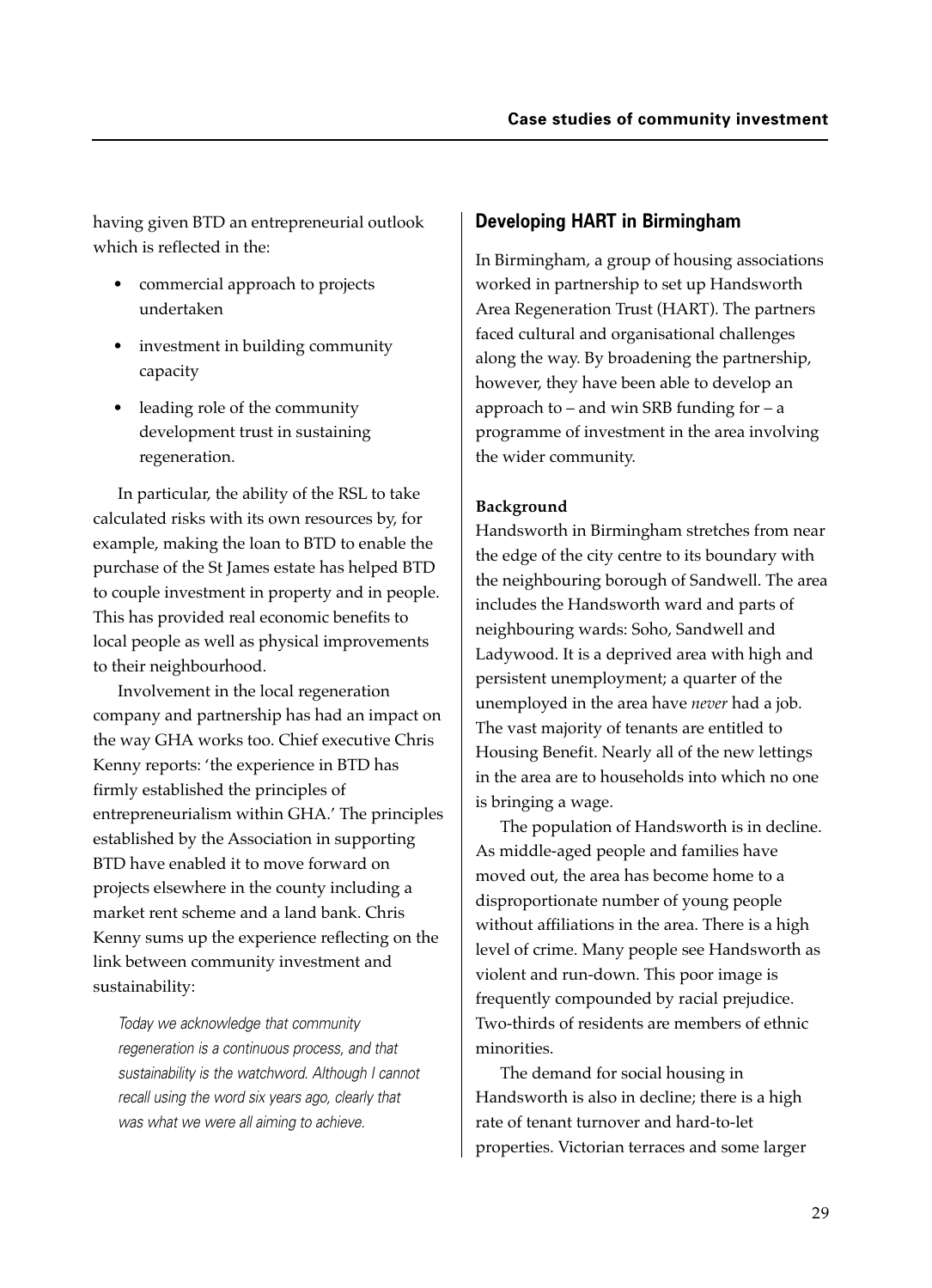having given BTD an entrepreneurial outlook which is reflected in the:

- commercial approach to projects undertaken
- investment in building community capacity
- leading role of the community development trust in sustaining regeneration.

In particular, the ability of the RSL to take calculated risks with its own resources by, for example, making the loan to BTD to enable the purchase of the St James estate has helped BTD to couple investment in property and in people. This has provided real economic benefits to local people as well as physical improvements to their neighbourhood.

Involvement in the local regeneration company and partnership has had an impact on the way GHA works too. Chief executive Chris Kenny reports: 'the experience in BTD has firmly established the principles of entrepreneurialism within GHA.' The principles established by the Association in supporting BTD have enabled it to move forward on projects elsewhere in the county including a market rent scheme and a land bank. Chris Kenny sums up the experience reflecting on the link between community investment and sustainability:

> *Today we acknowledge that community regeneration is a continuous process, and that sustainability is the watchword. Although I cannot recall using the word six years ago, clearly that was what we were all aiming to achieve.*

## Developing HART in Birmingham

In Birmingham, a group of housing associations worked in partnership to set up Handsworth Area Regeneration Trust (HART). The partners faced cultural and organisational challenges along the way. By broadening the partnership, however, they have been able to develop an approach to – and win SRB funding for – a programme of investment in the area involving the wider community.

### Background

Handsworth in Birmingham stretches from near the edge of the city centre to its boundary with the neighbouring borough of Sandwell. The area includes the Handsworth ward and parts of neighbouring wards: Soho, Sandwell and Ladywood. It is a deprived area with high and persistent unemployment; a quarter of the unemployed in the area have *never* had a job. The vast majority of tenants are entitled to Housing Benefit. Nearly all of the new lettings in the area are to households into which no one is bringing a wage.

The population of Handsworth is in decline. As middle-aged people and families have moved out, the area has become home to a disproportionate number of young people without affiliations in the area. There is a high level of crime. Many people see Handsworth as violent and run-down. This poor image is frequently compounded by racial prejudice. Two-thirds of residents are members of ethnic minorities.

The demand for social housing in Handsworth is also in decline; there is a high rate of tenant turnover and hard-to-let properties. Victorian terraces and some larger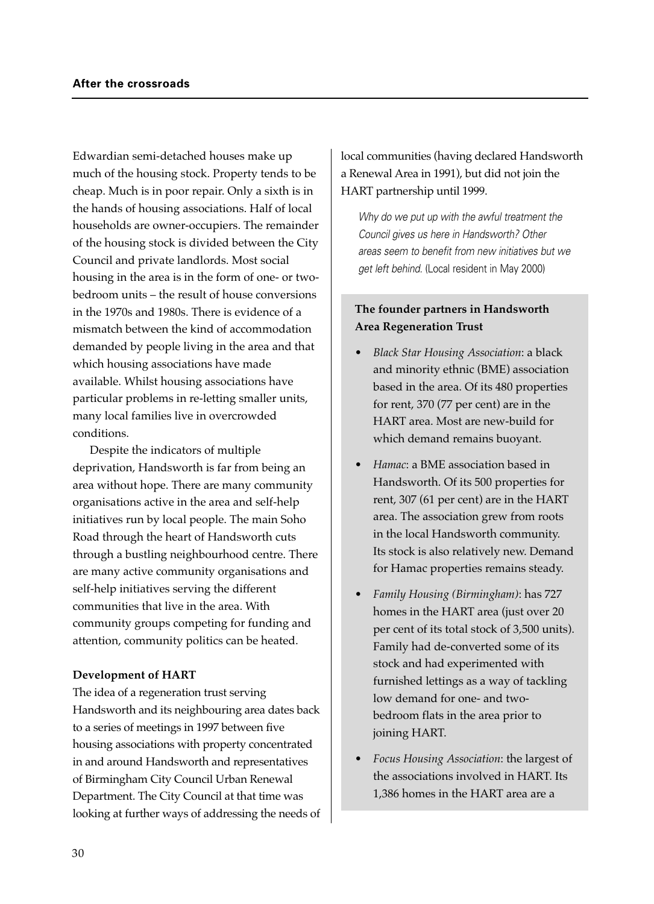Edwardian semi-detached houses make up much of the housing stock. Property tends to be cheap. Much is in poor repair. Only a sixth is in the hands of housing associations. Half of local households are owner-occupiers. The remainder of the housing stock is divided between the City Council and private landlords. Most social housing in the area is in the form of one- or two-bedroom units – the result of house conversions in the 1970s and 1980s. There is evidence of a mismatch between the kind of accommodation demanded by people living in the area and that which housing associations have made available. Whilst housing associations have particular problems in re-letting smaller units, many local families live in overcrowded conditions.

Despite the indicators of multiple deprivation, Handsworth is far from being an area without hope. There are many community organisations active in the area and self-help initiatives run by local people. The main Soho Road through the heart of Handsworth cuts through a bustling neighbourhood centre. There are many active community organisations and self-help initiatives serving the different communities that live in the area. With community groups competing for funding and attention, community politics can be heated.

**Development of HART**

The idea of a regeneration trust serving Handsworth and its neighbouring area dates back to a series of meetings in 1997 between five housing associations with property concentrated in and around Handsworth and representatives of Birmingham City Council Urban Renewal Department. The City Council at that time was looking at further ways of addressing the needs of local communities (having declared Handsworth a Renewal Area in 1991), but did not join the HART partnership until 1999.

> *Why do we put up with the awful treatment the Council gives us here in Handsworth? Other areas seem to benefit from new initiatives but we get left behind.* (Local resident in May 2000)

**The founder partners in Handsworth Area Regeneration Trust**

- *Black Star Housing Association*: a black and minority ethnic (BME) association based in the area. Of its 480 properties for rent, 370 (77 per cent) are in the HART area. Most are new-build for which demand remains buoyant.
- *Hamac*: a BME association based in Handsworth. Of its 500 properties for rent, 307 (61 per cent) are in the HART area. The association grew from roots in the local Handsworth community. Its stock is also relatively new. Demand for Hamac properties remains steady.
- *Family Housing (Birmingham)*: has 727 homes in the HART area (just over 20 per cent of its total stock of 3,500 units). Family had de-converted some of its stock and had experimented with furnished lettings as a way of tackling low demand for one- and two-bedroom flats in the area prior to joining HART.
- *Focus Housing Association*: the largest of the associations involved in HART. Its 1,386 homes in the HART area are a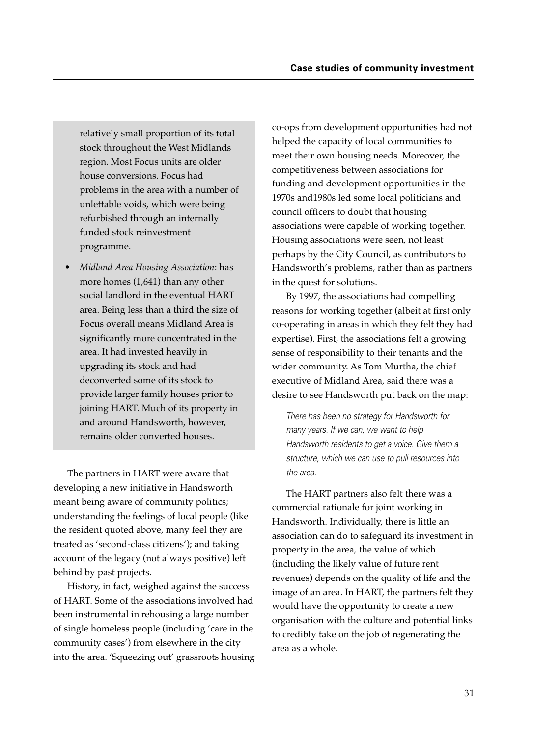relatively small proportion of its total stock throughout the West Midlands region. Most Focus units are older house conversions. Focus had problems in the area with a number of unlettable voids, which were being refurbished through an internally funded stock reinvestment programme.

- *Midland Area Housing Association*: has more homes (1,641) than any other social landlord in the eventual HART area. Being less than a third the size of Focus overall means Midland Area is significantly more concentrated in the area. It had invested heavily in upgrading its stock and had deconverted some of its stock to provide larger family houses prior to joining HART. Much of its property in and around Handsworth, however, remains older converted houses.

The partners in HART were aware that developing a new initiative in Handsworth meant being aware of community politics; understanding the feelings of local people (like the resident quoted above, many feel they are treated as 'second-class citizens'); and taking account of the legacy (not always positive) left behind by past projects.

History, in fact, weighed against the success of HART. Some of the associations involved had been instrumental in rehousing a large number of single homeless people (including 'care in the community cases') from elsewhere in the city into the area. 'Squeezing out' grassroots housing co-ops from development opportunities had not helped the capacity of local communities to meet their own housing needs. Moreover, the competitiveness between associations for funding and development opportunities in the 1970s and1980s led some local politicians and council officers to doubt that housing associations were capable of working together. Housing associations were seen, not least perhaps by the City Council, as contributors to Handsworth's problems, rather than as partners in the quest for solutions.

By 1997, the associations had compelling reasons for working together (albeit at first only co-operating in areas in which they felt they had expertise). First, the associations felt a growing sense of responsibility to their tenants and the wider community. As Tom Murtha, the chief executive of Midland Area, said there was a desire to see Handsworth put back on the map:

> *There has been no strategy for Handsworth for many years. If we can, we want to help Handsworth residents to get a voice. Give them a structure, which we can use to pull resources into the area.*

The HART partners also felt there was a commercial rationale for joint working in Handsworth. Individually, there is little an association can do to safeguard its investment in property in the area, the value of which (including the likely value of future rent revenues) depends on the quality of life and the image of an area. In HART, the partners felt they would have the opportunity to create a new organisation with the culture and potential links to credibly take on the job of regenerating the area as a whole.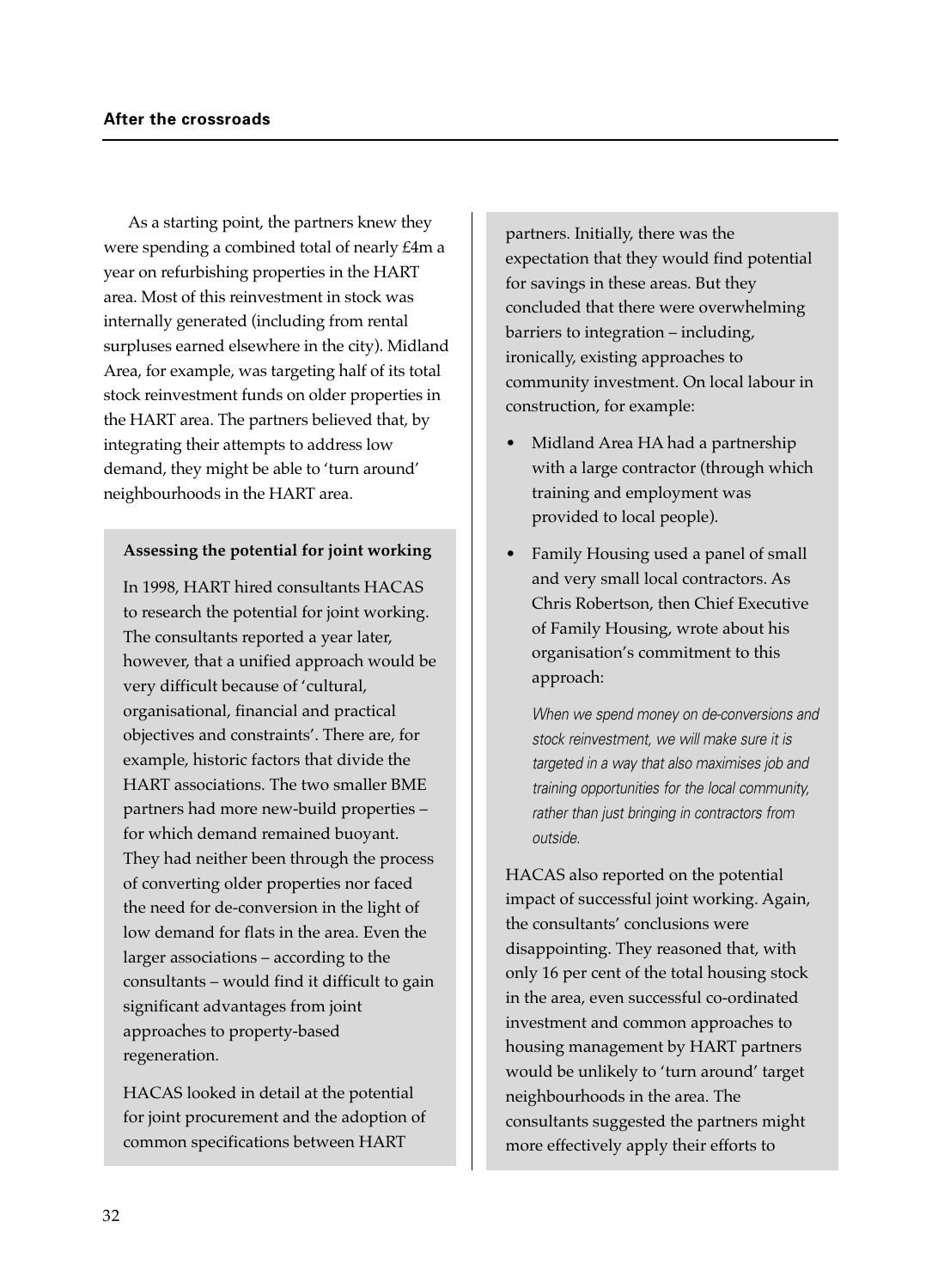As a starting point, the partners knew they were spending a combined total of nearly £4m a year on refurbishing properties in the HART area. Most of this reinvestment in stock was internally generated (including from rental surpluses earned elsewhere in the city). Midland Area, for example, was targeting half of its total stock reinvestment funds on older properties in the HART area. The partners believed that, by integrating their attempts to address low demand, they might be able to 'turn around' neighbourhoods in the HART area.

**Assessing the potential for joint working**

In 1998, HART hired consultants HACAS to research the potential for joint working. The consultants reported a year later, however, that a unified approach would be very difficult because of 'cultural, organisational, financial and practical objectives and constraints'. There are, for example, historic factors that divide the HART associations. The two smaller BME partners had more new-build properties – for which demand remained buoyant. They had neither been through the process of converting older properties nor faced the need for de-conversion in the light of low demand for flats in the area. Even the larger associations – according to the consultants – would find it difficult to gain significant advantages from joint approaches to property-based regeneration.

HACAS looked in detail at the potential for joint procurement and the adoption of common specifications between HART partners. Initially, there was the expectation that they would find potential for savings in these areas. But they concluded that there were overwhelming barriers to integration – including, ironically, existing approaches to community investment. On local labour in construction, for example:

- Midland Area HA had a partnership with a large contractor (through which training and employment was provided to local people).
- Family Housing used a panel of small and very small local contractors. As Chris Robertson, then Chief Executive of Family Housing, wrote about his organisation's commitment to this approach:

  *When we spend money on de-conversions and stock reinvestment, we will make sure it is targeted in a way that also maximises job and training opportunities for the local community, rather than just bringing in contractors from outside.*

HACAS also reported on the potential impact of successful joint working. Again, the consultants' conclusions were disappointing. They reasoned that, with only 16 per cent of the total housing stock in the area, even successful co-ordinated investment and common approaches to housing management by HART partners would be unlikely to 'turn around' target neighbourhoods in the area. The consultants suggested the partners might more effectively apply their efforts to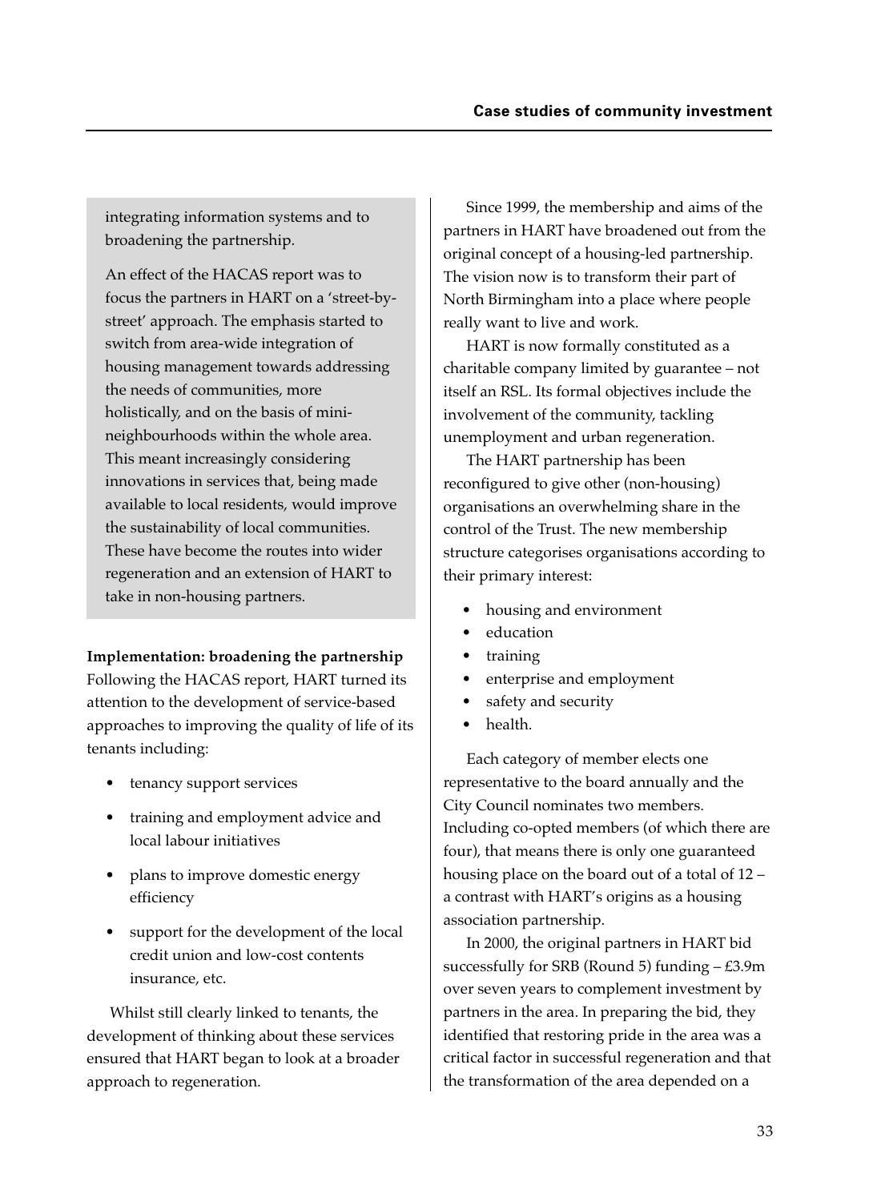integrating information systems and to broadening the partnership.

An effect of the HACAS report was to focus the partners in HART on a 'street-by-street' approach. The emphasis started to switch from area-wide integration of housing management towards addressing the needs of communities, more holistically, and on the basis of mini-neighbourhoods within the whole area. This meant increasingly considering innovations in services that, being made available to local residents, would improve the sustainability of local communities. These have become the routes into wider regeneration and an extension of HART to take in non-housing partners.

**Implementation: broadening the partnership**

Following the HACAS report, HART turned its attention to the development of service-based approaches to improving the quality of life of its tenants including:

- tenancy support services
- training and employment advice and local labour initiatives
- plans to improve domestic energy efficiency
- support for the development of the local credit union and low-cost contents insurance, etc.

Whilst still clearly linked to tenants, the development of thinking about these services ensured that HART began to look at a broader approach to regeneration.

Since 1999, the membership and aims of the partners in HART have broadened out from the original concept of a housing-led partnership. The vision now is to transform their part of North Birmingham into a place where people really want to live and work.

HART is now formally constituted as a charitable company limited by guarantee – not itself an RSL. Its formal objectives include the involvement of the community, tackling unemployment and urban regeneration.

The HART partnership has been reconfigured to give other (non-housing) organisations an overwhelming share in the control of the Trust. The new membership structure categorises organisations according to their primary interest:

- housing and environment
- education
- training
- enterprise and employment
- safety and security
- health.

Each category of member elects one representative to the board annually and the City Council nominates two members. Including co-opted members (of which there are four), that means there is only one guaranteed housing place on the board out of a total of 12 – a contrast with HART's origins as a housing association partnership.

In 2000, the original partners in HART bid successfully for SRB (Round 5) funding – £3.9m over seven years to complement investment by partners in the area. In preparing the bid, they identified that restoring pride in the area was a critical factor in successful regeneration and that the transformation of the area depended on a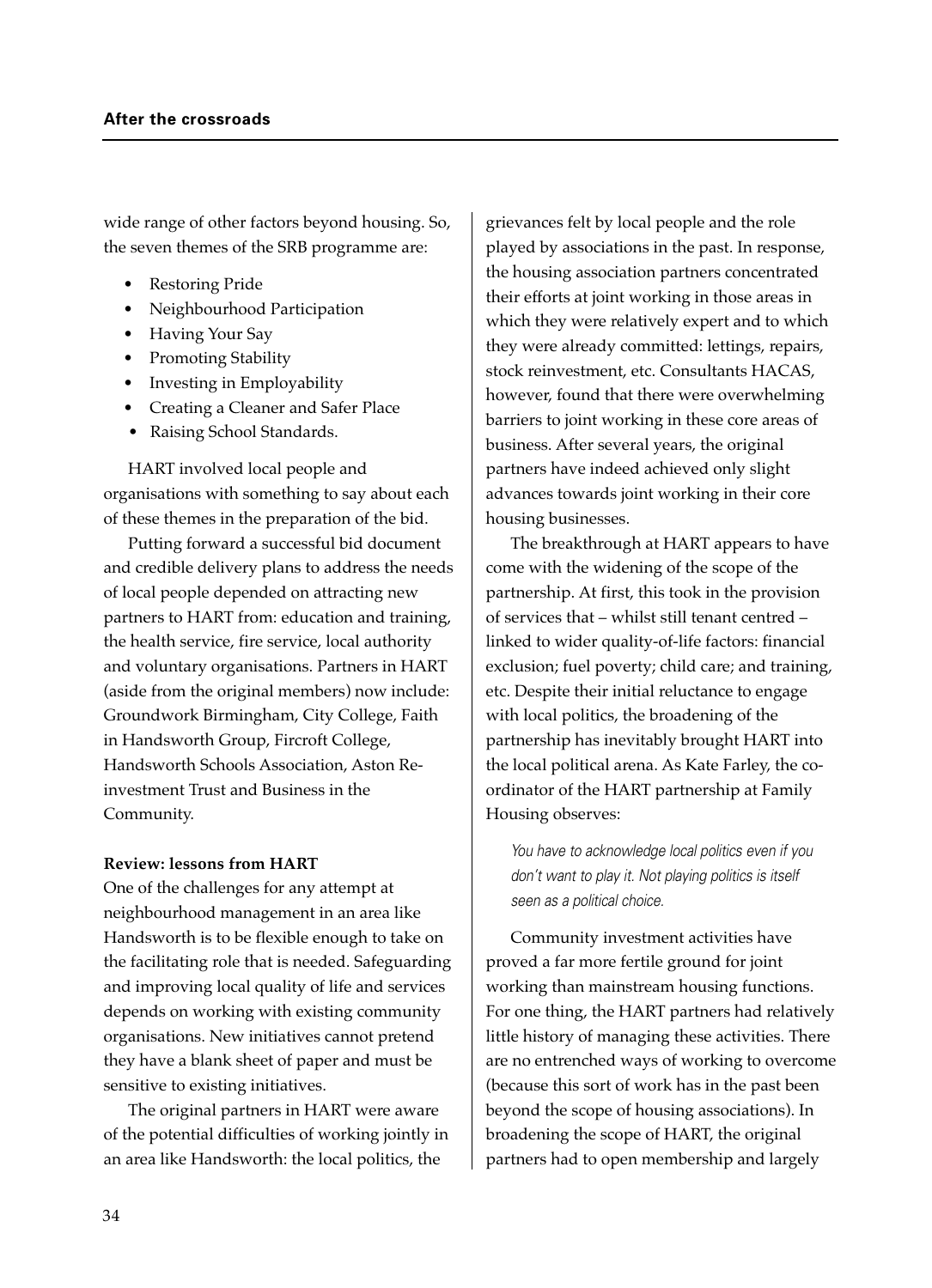wide range of other factors beyond housing. So, the seven themes of the SRB programme are:

- Restoring Pride
- Neighbourhood Participation
- Having Your Say
- Promoting Stability
- Investing in Employability
- Creating a Cleaner and Safer Place
- Raising School Standards.

HART involved local people and organisations with something to say about each of these themes in the preparation of the bid.

Putting forward a successful bid document and credible delivery plans to address the needs of local people depended on attracting new partners to HART from: education and training, the health service, fire service, local authority and voluntary organisations. Partners in HART (aside from the original members) now include: Groundwork Birmingham, City College, Faith in Handsworth Group, Fircroft College, Handsworth Schools Association, Aston Re-investment Trust and Business in the Community.

**Review: lessons from HART**

One of the challenges for any attempt at neighbourhood management in an area like Handsworth is to be flexible enough to take on the facilitating role that is needed. Safeguarding and improving local quality of life and services depends on working with existing community organisations. New initiatives cannot pretend they have a blank sheet of paper and must be sensitive to existing initiatives.

The original partners in HART were aware of the potential difficulties of working jointly in an area like Handsworth: the local politics, the grievances felt by local people and the role played by associations in the past. In response, the housing association partners concentrated their efforts at joint working in those areas in which they were relatively expert and to which they were already committed: lettings, repairs, stock reinvestment, etc. Consultants HACAS, however, found that there were overwhelming barriers to joint working in these core areas of business. After several years, the original partners have indeed achieved only slight advances towards joint working in their core housing businesses.

The breakthrough at HART appears to have come with the widening of the scope of the partnership. At first, this took in the provision of services that – whilst still tenant centred – linked to wider quality-of-life factors: financial exclusion; fuel poverty; child care; and training, etc. Despite their initial reluctance to engage with local politics, the broadening of the partnership has inevitably brought HART into the local political arena. As Kate Farley, the co-ordinator of the HART partnership at Family Housing observes:

> *You have to acknowledge local politics even if you don't want to play it. Not playing politics is itself seen as a political choice.*

Community investment activities have proved a far more fertile ground for joint working than mainstream housing functions. For one thing, the HART partners had relatively little history of managing these activities. There are no entrenched ways of working to overcome (because this sort of work has in the past been beyond the scope of housing associations). In broadening the scope of HART, the original partners had to open membership and largely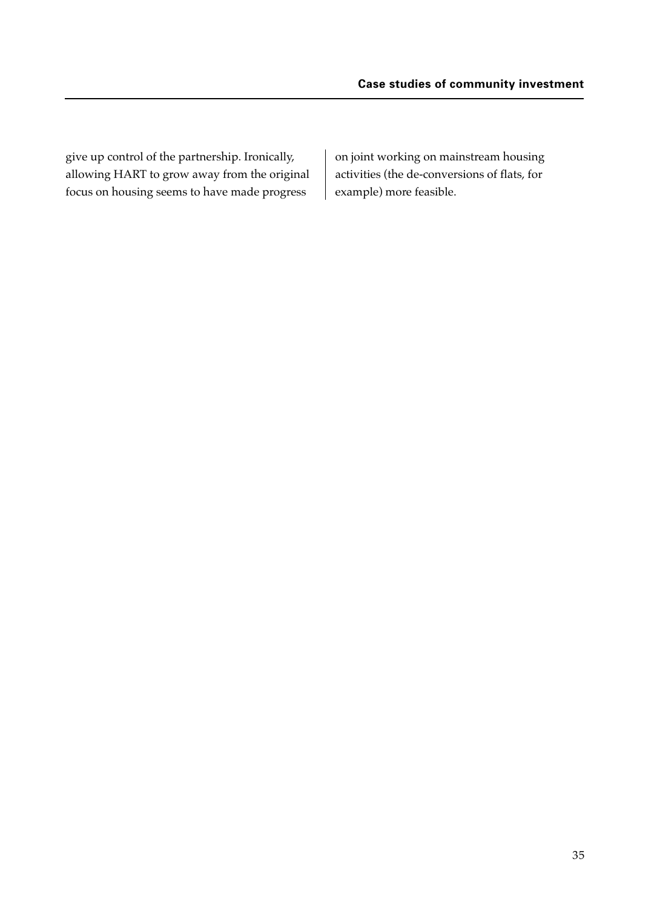give up control of the partnership. Ironically, allowing HART to grow away from the original focus on housing seems to have made progress on joint working on mainstream housing activities (the de-conversions of flats, for example) more feasible.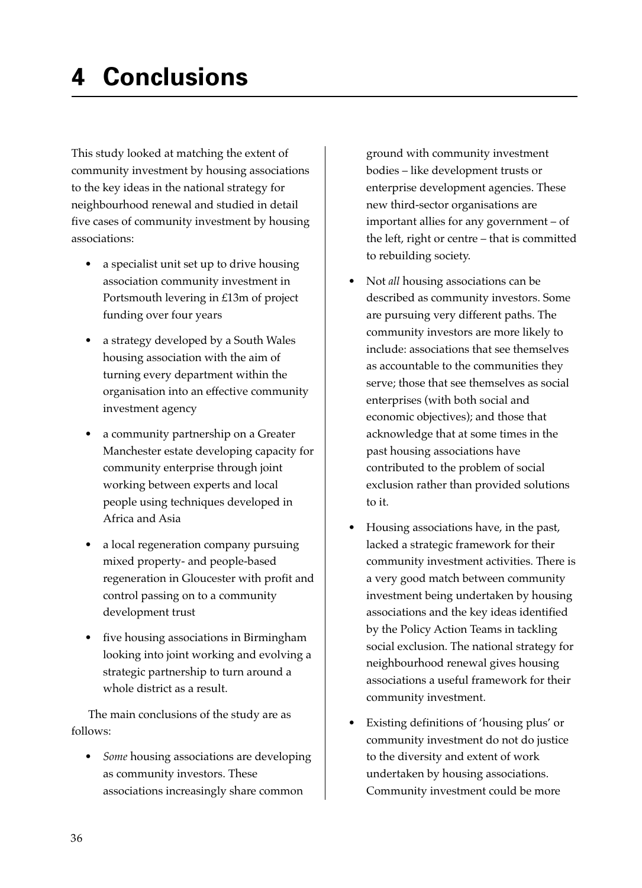# 4 Conclusions

This study looked at matching the extent of community investment by housing associations to the key ideas in the national strategy for neighbourhood renewal and studied in detail five cases of community investment by housing associations:

- a specialist unit set up to drive housing association community investment in Portsmouth levering in £13m of project funding over four years
- a strategy developed by a South Wales housing association with the aim of turning every department within the organisation into an effective community investment agency
- a community partnership on a Greater Manchester estate developing capacity for community enterprise through joint working between experts and local people using techniques developed in Africa and Asia
- a local regeneration company pursuing mixed property- and people-based regeneration in Gloucester with profit and control passing on to a community development trust
- five housing associations in Birmingham looking into joint working and evolving a strategic partnership to turn around a whole district as a result.

The main conclusions of the study are as follows:

- *Some* housing associations are developing as community investors. These associations increasingly share common ground with community investment bodies – like development trusts or enterprise development agencies. These new third-sector organisations are important allies for any government – of the left, right or centre – that is committed to rebuilding society.
- Not *all* housing associations can be described as community investors. Some are pursuing very different paths. The community investors are more likely to include: associations that see themselves as accountable to the communities they serve; those that see themselves as social enterprises (with both social and economic objectives); and those that acknowledge that at some times in the past housing associations have contributed to the problem of social exclusion rather than provided solutions to it.
- Housing associations have, in the past, lacked a strategic framework for their community investment activities. There is a very good match between community investment being undertaken by housing associations and the key ideas identified by the Policy Action Teams in tackling social exclusion. The national strategy for neighbourhood renewal gives housing associations a useful framework for their community investment.
- Existing definitions of 'housing plus' or community investment do not do justice to the diversity and extent of work undertaken by housing associations. Community investment could be more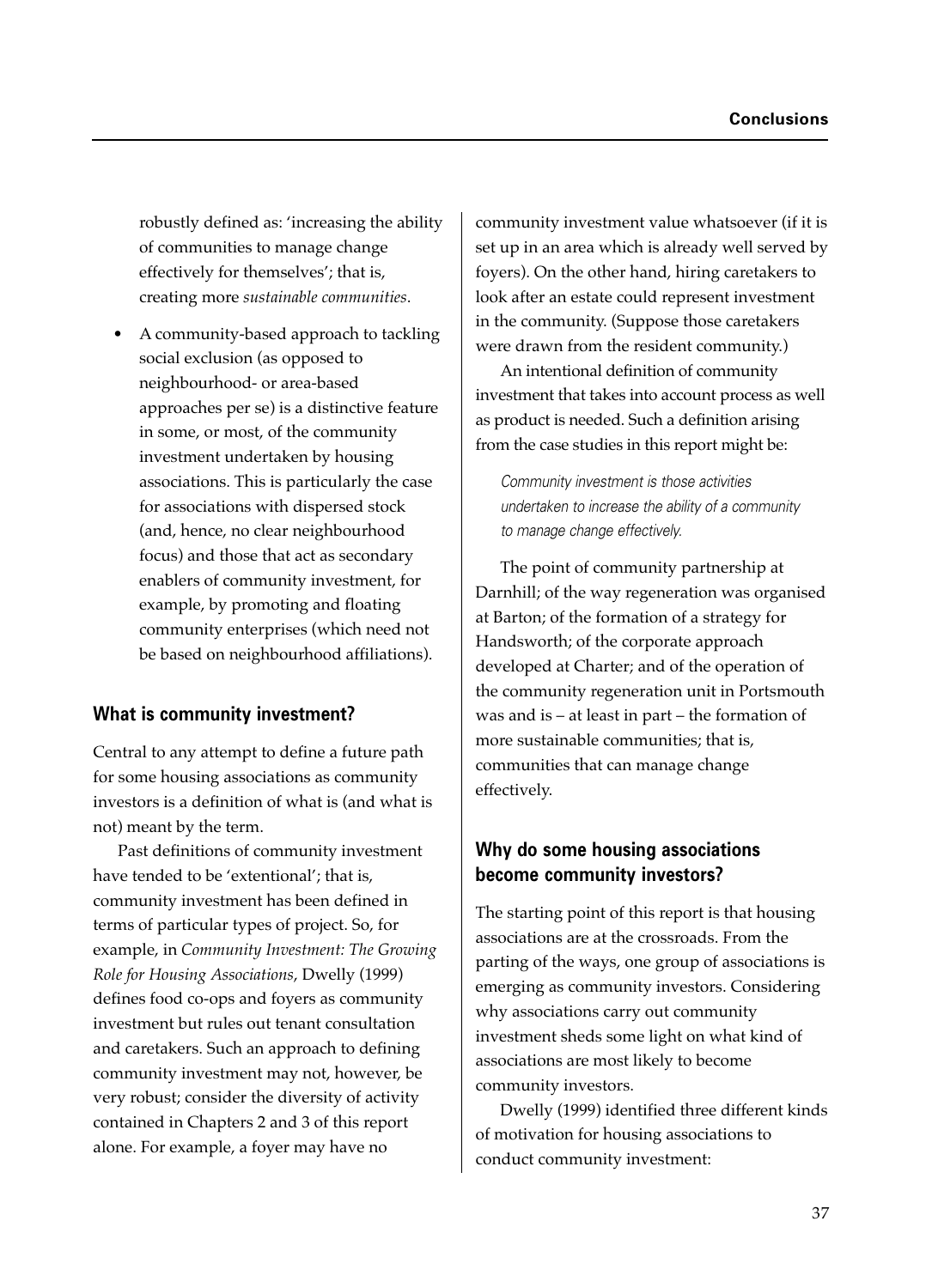robustly defined as: 'increasing the ability of communities to manage change effectively for themselves'; that is, creating more *sustainable communities*.

- A community-based approach to tackling social exclusion (as opposed to neighbourhood- or area-based approaches per se) is a distinctive feature in some, or most, of the community investment undertaken by housing associations. This is particularly the case for associations with dispersed stock (and, hence, no clear neighbourhood focus) and those that act as secondary enablers of community investment, for example, by promoting and floating community enterprises (which need not be based on neighbourhood affiliations).

## What is community investment?

Central to any attempt to define a future path for some housing associations as community investors is a definition of what is (and what is not) meant by the term.

Past definitions of community investment have tended to be 'extentional'; that is, community investment has been defined in terms of particular types of project. So, for example, in *Community Investment: The Growing Role for Housing Associations*, Dwelly (1999) defines food co-ops and foyers as community investment but rules out tenant consultation and caretakers. Such an approach to defining community investment may not, however, be very robust; consider the diversity of activity contained in Chapters 2 and 3 of this report alone. For example, a foyer may have no community investment value whatsoever (if it is set up in an area which is already well served by foyers). On the other hand, hiring caretakers to look after an estate could represent investment in the community. (Suppose those caretakers were drawn from the resident community.)

An intentional definition of community investment that takes into account process as well as product is needed. Such a definition arising from the case studies in this report might be:

> *Community investment is those activities undertaken to increase the ability of a community to manage change effectively.*

The point of community partnership at Darnhill; of the way regeneration was organised at Barton; of the formation of a strategy for Handsworth; of the corporate approach developed at Charter; and of the operation of the community regeneration unit in Portsmouth was and is – at least in part – the formation of more sustainable communities; that is, communities that can manage change effectively.

## Why do some housing associations become community investors?

The starting point of this report is that housing associations are at the crossroads. From the parting of the ways, one group of associations is emerging as community investors. Considering why associations carry out community investment sheds some light on what kind of associations are most likely to become community investors.

Dwelly (1999) identified three different kinds of motivation for housing associations to conduct community investment: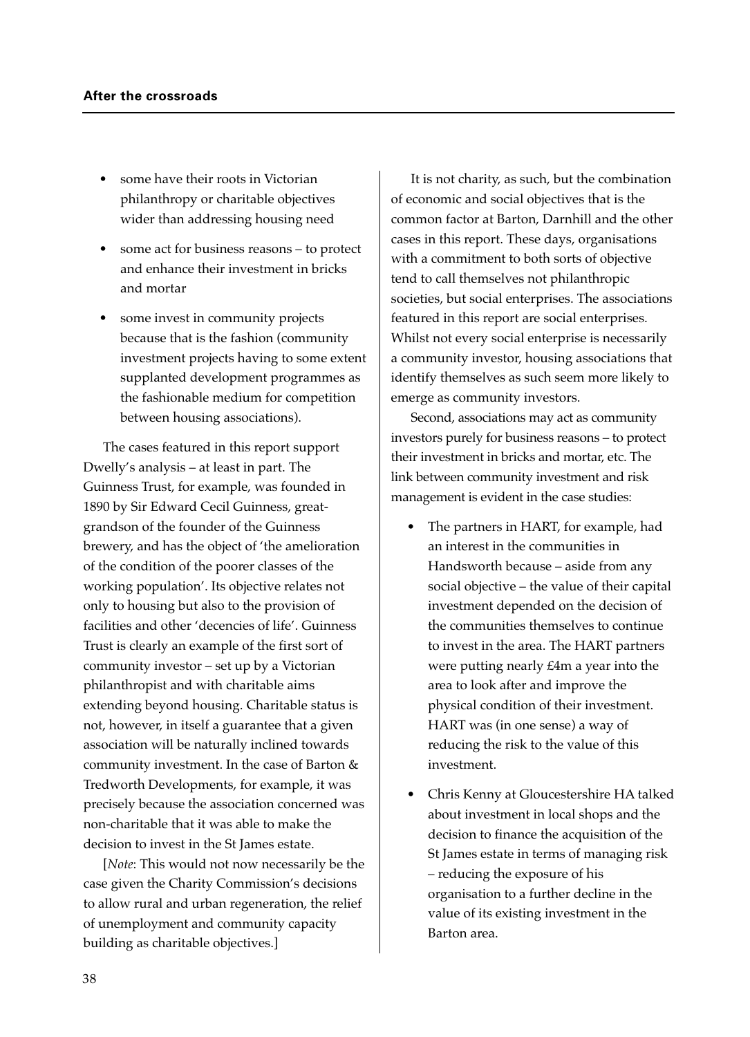- some have their roots in Victorian philanthropy or charitable objectives wider than addressing housing need
- some act for business reasons – to protect and enhance their investment in bricks and mortar
- some invest in community projects because that is the fashion (community investment projects having to some extent supplanted development programmes as the fashionable medium for competition between housing associations).

The cases featured in this report support Dwelly's analysis – at least in part. The Guinness Trust, for example, was founded in 1890 by Sir Edward Cecil Guinness, great-grandson of the founder of the Guinness brewery, and has the object of 'the amelioration of the condition of the poorer classes of the working population'. Its objective relates not only to housing but also to the provision of facilities and other 'decencies of life'. Guinness Trust is clearly an example of the first sort of community investor – set up by a Victorian philanthropist and with charitable aims extending beyond housing. Charitable status is not, however, in itself a guarantee that a given association will be naturally inclined towards community investment. In the case of Barton & Tredworth Developments, for example, it was precisely because the association concerned was non-charitable that it was able to make the decision to invest in the St James estate.

[*Note*: This would not now necessarily be the case given the Charity Commission's decisions to allow rural and urban regeneration, the relief of unemployment and community capacity building as charitable objectives.]

It is not charity, as such, but the combination of economic and social objectives that is the common factor at Barton, Darnhill and the other cases in this report. These days, organisations with a commitment to both sorts of objective tend to call themselves not philanthropic societies, but social enterprises. The associations featured in this report are social enterprises. Whilst not every social enterprise is necessarily a community investor, housing associations that identify themselves as such seem more likely to emerge as community investors.

Second, associations may act as community investors purely for business reasons – to protect their investment in bricks and mortar, etc. The link between community investment and risk management is evident in the case studies:

- The partners in HART, for example, had an interest in the communities in Handsworth because – aside from any social objective – the value of their capital investment depended on the decision of the communities themselves to continue to invest in the area. The HART partners were putting nearly £4m a year into the area to look after and improve the physical condition of their investment. HART was (in one sense) a way of reducing the risk to the value of this investment.
- Chris Kenny at Gloucestershire HA talked about investment in local shops and the decision to finance the acquisition of the St James estate in terms of managing risk – reducing the exposure of his organisation to a further decline in the value of its existing investment in the Barton area.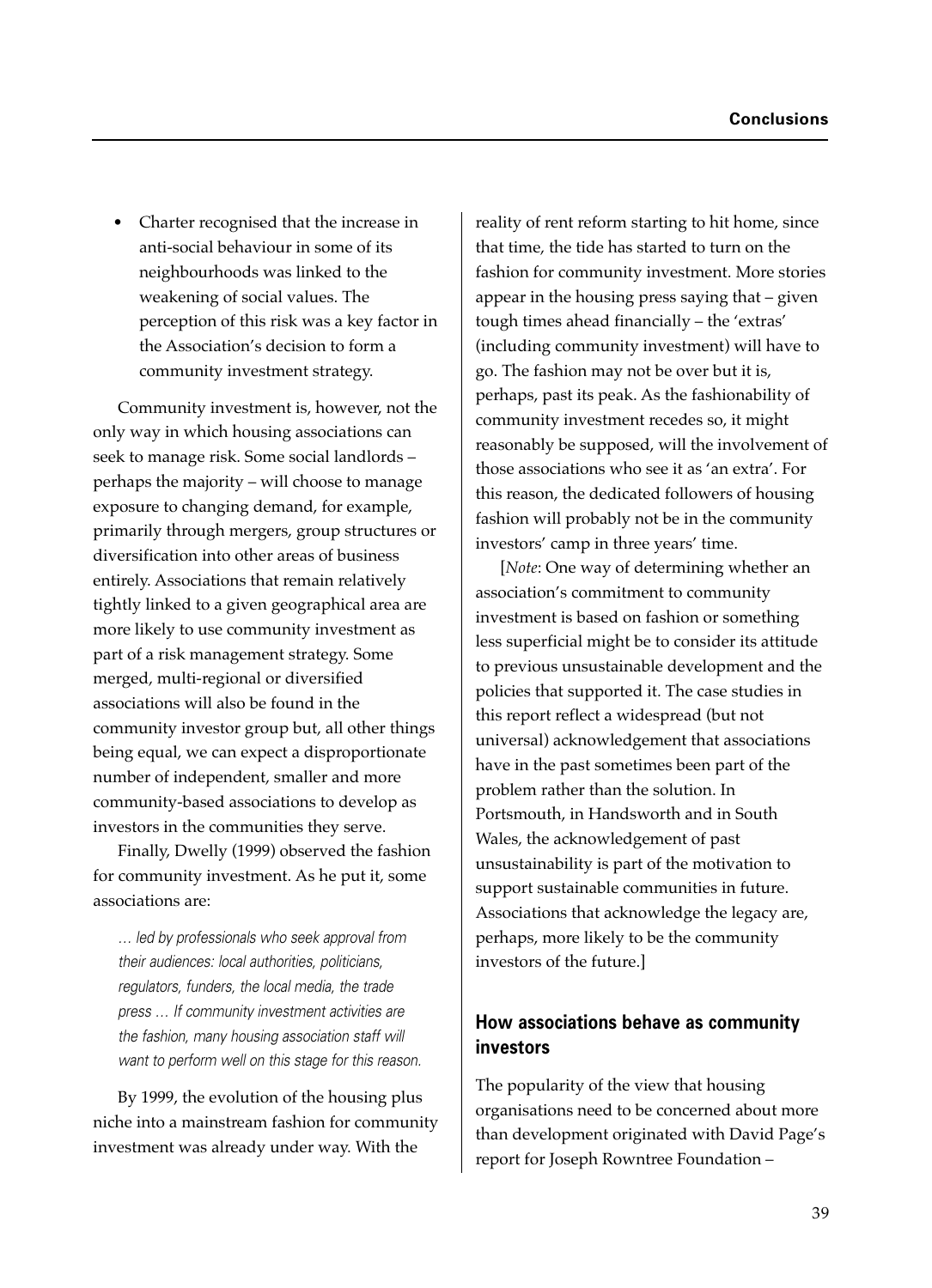- Charter recognised that the increase in anti-social behaviour in some of its neighbourhoods was linked to the weakening of social values. The perception of this risk was a key factor in the Association's decision to form a community investment strategy.

Community investment is, however, not the only way in which housing associations can seek to manage risk. Some social landlords – perhaps the majority – will choose to manage exposure to changing demand, for example, primarily through mergers, group structures or diversification into other areas of business entirely. Associations that remain relatively tightly linked to a given geographical area are more likely to use community investment as part of a risk management strategy. Some merged, multi-regional or diversified associations will also be found in the community investor group but, all other things being equal, we can expect a disproportionate number of independent, smaller and more community-based associations to develop as investors in the communities they serve.

Finally, Dwelly (1999) observed the fashion for community investment. As he put it, some associations are:

> *… led by professionals who seek approval from their audiences: local authorities, politicians, regulators, funders, the local media, the trade press … If community investment activities are the fashion, many housing association staff will want to perform well on this stage for this reason.*

By 1999, the evolution of the housing plus niche into a mainstream fashion for community investment was already under way. With the reality of rent reform starting to hit home, since that time, the tide has started to turn on the fashion for community investment. More stories appear in the housing press saying that – given tough times ahead financially – the 'extras' (including community investment) will have to go. The fashion may not be over but it is, perhaps, past its peak. As the fashionability of community investment recedes so, it might reasonably be supposed, will the involvement of those associations who see it as 'an extra'. For this reason, the dedicated followers of housing fashion will probably not be in the community investors' camp in three years' time.

[*Note*: One way of determining whether an association's commitment to community investment is based on fashion or something less superficial might be to consider its attitude to previous unsustainable development and the policies that supported it. The case studies in this report reflect a widespread (but not universal) acknowledgement that associations have in the past sometimes been part of the problem rather than the solution. In Portsmouth, in Handsworth and in South Wales, the acknowledgement of past unsustainability is part of the motivation to support sustainable communities in future. Associations that acknowledge the legacy are, perhaps, more likely to be the community investors of the future.]

## How associations behave as community investors

The popularity of the view that housing organisations need to be concerned about more than development originated with David Page's report for Joseph Rowntree Foundation –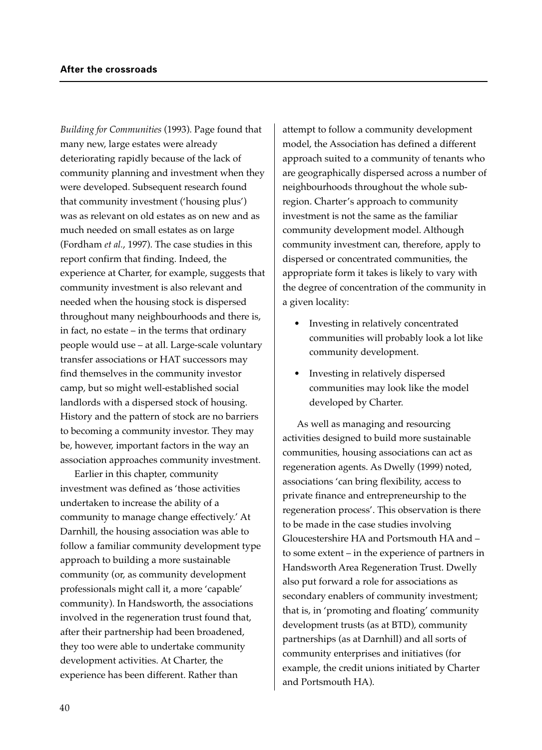*Building for Communities* (1993). Page found that many new, large estates were already deteriorating rapidly because of the lack of community planning and investment when they were developed. Subsequent research found that community investment ('housing plus') was as relevant on old estates as on new and as much needed on small estates as on large (Fordham *et al.*, 1997). The case studies in this report confirm that finding. Indeed, the experience at Charter, for example, suggests that community investment is also relevant and needed when the housing stock is dispersed throughout many neighbourhoods and there is, in fact, no estate – in the terms that ordinary people would use – at all. Large-scale voluntary transfer associations or HAT successors may find themselves in the community investor camp, but so might well-established social landlords with a dispersed stock of housing. History and the pattern of stock are no barriers to becoming a community investor. They may be, however, important factors in the way an association approaches community investment.

Earlier in this chapter, community investment was defined as 'those activities undertaken to increase the ability of a community to manage change effectively.' At Darnhill, the housing association was able to follow a familiar community development type approach to building a more sustainable community (or, as community development professionals might call it, a more 'capable' community). In Handsworth, the associations involved in the regeneration trust found that, after their partnership had been broadened, they too were able to undertake community development activities. At Charter, the experience has been different. Rather than attempt to follow a community development model, the Association has defined a different approach suited to a community of tenants who are geographically dispersed across a number of neighbourhoods throughout the whole sub-region. Charter's approach to community investment is not the same as the familiar community development model. Although community investment can, therefore, apply to dispersed or concentrated communities, the appropriate form it takes is likely to vary with the degree of concentration of the community in a given locality:

- Investing in relatively concentrated communities will probably look a lot like community development.
- Investing in relatively dispersed communities may look like the model developed by Charter.

As well as managing and resourcing activities designed to build more sustainable communities, housing associations can act as regeneration agents. As Dwelly (1999) noted, associations 'can bring flexibility, access to private finance and entrepreneurship to the regeneration process'. This observation is there to be made in the case studies involving Gloucestershire HA and Portsmouth HA and – to some extent – in the experience of partners in Handsworth Area Regeneration Trust. Dwelly also put forward a role for associations as secondary enablers of community investment; that is, in 'promoting and floating' community development trusts (as at BTD), community partnerships (as at Darnhill) and all sorts of community enterprises and initiatives (for example, the credit unions initiated by Charter and Portsmouth HA).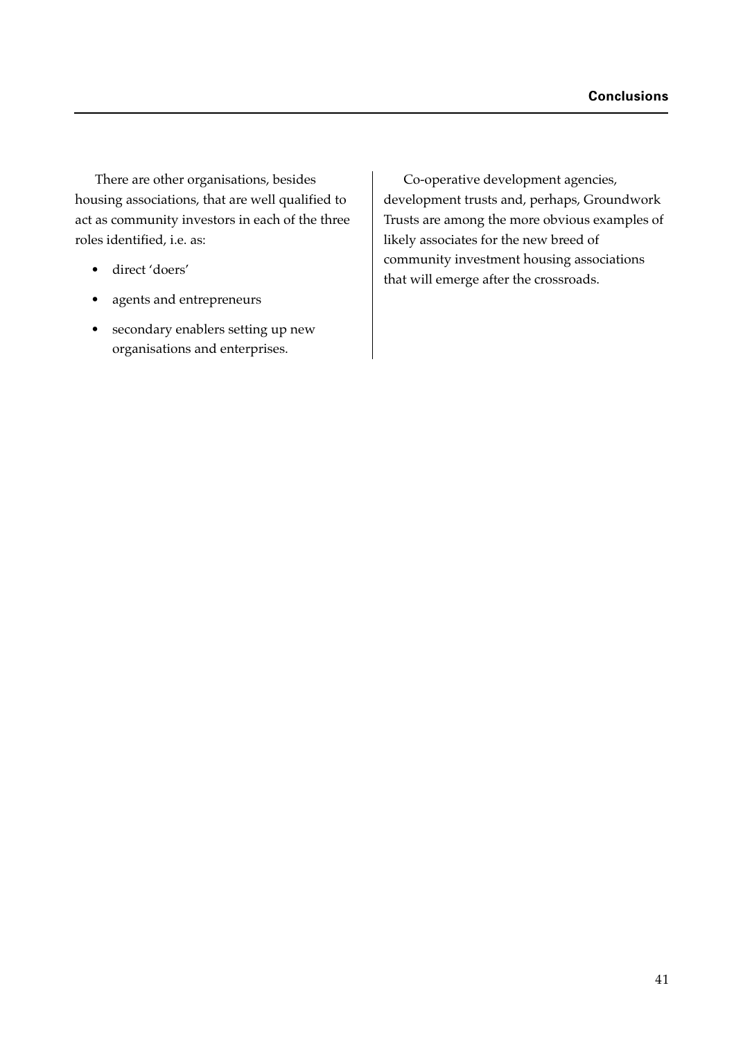There are other organisations, besides housing associations, that are well qualified to act as community investors in each of the three roles identified, i.e. as:

- direct 'doers'
- agents and entrepreneurs
- secondary enablers setting up new organisations and enterprises.

Co-operative development agencies, development trusts and, perhaps, Groundwork Trusts are among the more obvious examples of likely associates for the new breed of community investment housing associations that will emerge after the crossroads.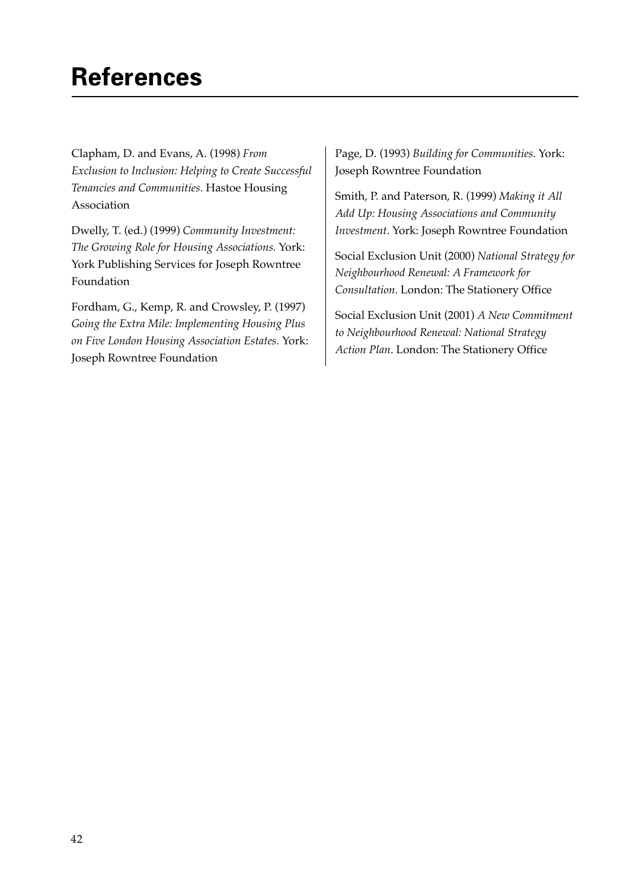# References

Clapham, D. and Evans, A. (1998) *From Exclusion to Inclusion: Helping to Create Successful Tenancies and Communities*. Hastoe Housing Association

Dwelly, T. (ed.) (1999) *Community Investment: The Growing Role for Housing Associations.* York: York Publishing Services for Joseph Rowntree Foundation

Fordham, G., Kemp, R. and Crowsley, P. (1997) *Going the Extra Mile: Implementing Housing Plus on Five London Housing Association Estates.* York: Joseph Rowntree Foundation

Page, D. (1993) *Building for Communities*. York: Joseph Rowntree Foundation

Smith, P. and Paterson, R. (1999) *Making it All Add Up: Housing Associations and Community Investment*. York: Joseph Rowntree Foundation

Social Exclusion Unit (2000) *National Strategy for Neighbourhood Renewal: A Framework for Consultation*. London: The Stationery Office

Social Exclusion Unit (2001) *A New Commitment to Neighbourhood Renewal: National Strategy Action Plan*. London: The Stationery Office